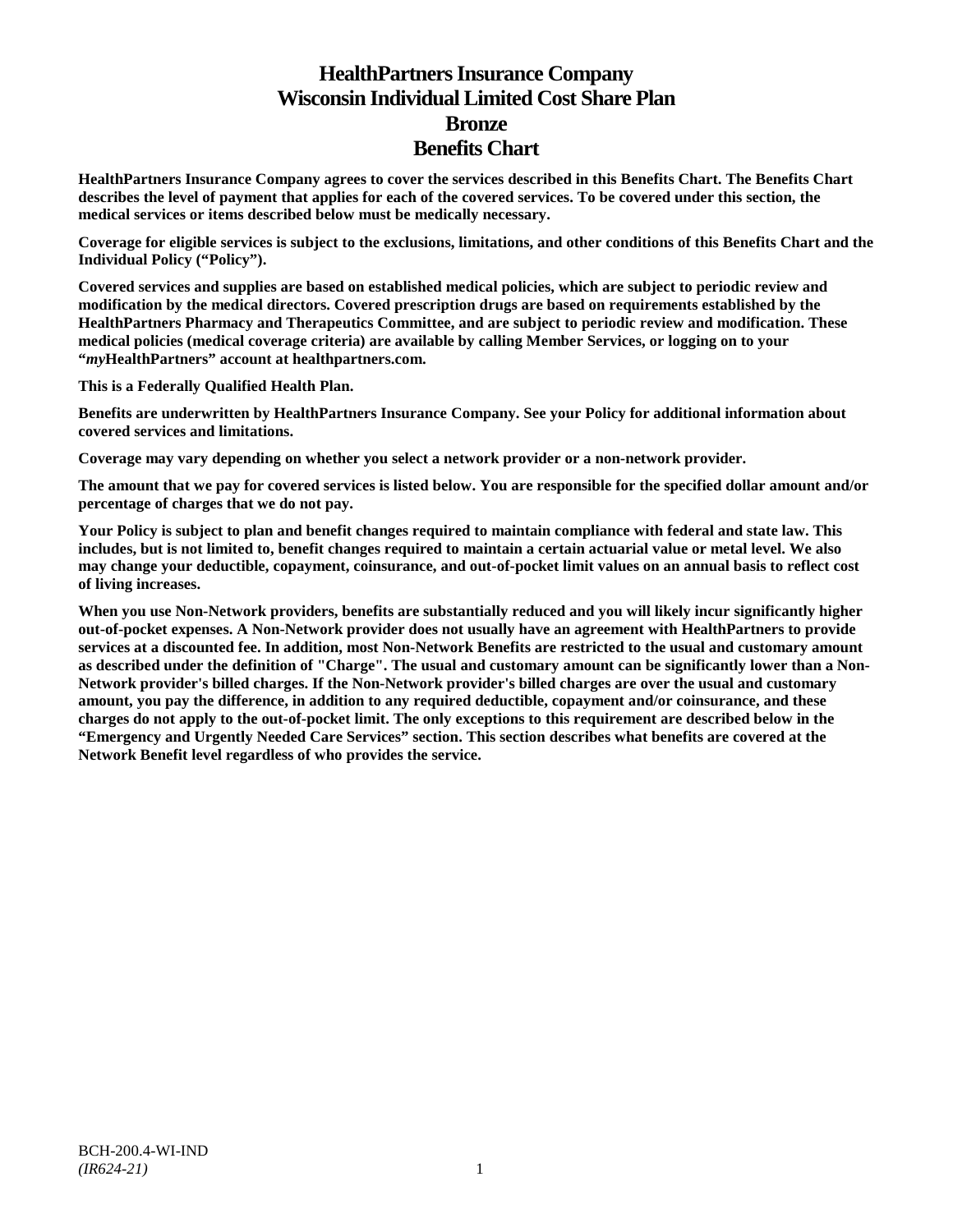# HealthPartners Insurance Company
# Wisconsin Individual Limited Cost Share Plan
# Bronze
# Benefits Chart

**HealthPartners Insurance Company agrees to cover the services described in this Benefits Chart. The Benefits Chart describes the level of payment that applies for each of the covered services. To be covered under this section, the medical services or items described below must be medically necessary.**

**Coverage for eligible services is subject to the exclusions, limitations, and other conditions of this Benefits Chart and the Individual Policy ("Policy").**

**Covered services and supplies are based on established medical policies, which are subject to periodic review and modification by the medical directors. Covered prescription drugs are based on requirements established by the HealthPartners Pharmacy and Therapeutics Committee, and are subject to periodic review and modification. These medical policies (medical coverage criteria) are available by calling Member Services, or logging on to your "*my*HealthPartners" account at healthpartners.com.**

**This is a Federally Qualified Health Plan.**

**Benefits are underwritten by HealthPartners Insurance Company. See your Policy for additional information about covered services and limitations.**

**Coverage may vary depending on whether you select a network provider or a non-network provider.**

**The amount that we pay for covered services is listed below. You are responsible for the specified dollar amount and/or percentage of charges that we do not pay.**

**Your Policy is subject to plan and benefit changes required to maintain compliance with federal and state law. This includes, but is not limited to, benefit changes required to maintain a certain actuarial value or metal level. We also may change your deductible, copayment, coinsurance, and out-of-pocket limit values on an annual basis to reflect cost of living increases.**

**When you use Non-Network providers, benefits are substantially reduced and you will likely incur significantly higher out-of-pocket expenses. A Non-Network provider does not usually have an agreement with HealthPartners to provide services at a discounted fee. In addition, most Non-Network Benefits are restricted to the usual and customary amount as described under the definition of "Charge". The usual and customary amount can be significantly lower than a Non-Network provider's billed charges. If the Non-Network provider's billed charges are over the usual and customary amount, you pay the difference, in addition to any required deductible, copayment and/or coinsurance, and these charges do not apply to the out-of-pocket limit. The only exceptions to this requirement are described below in the "Emergency and Urgently Needed Care Services" section. This section describes what benefits are covered at the Network Benefit level regardless of who provides the service.**

BCH-200.4-WI-IND
*(IR624-21)*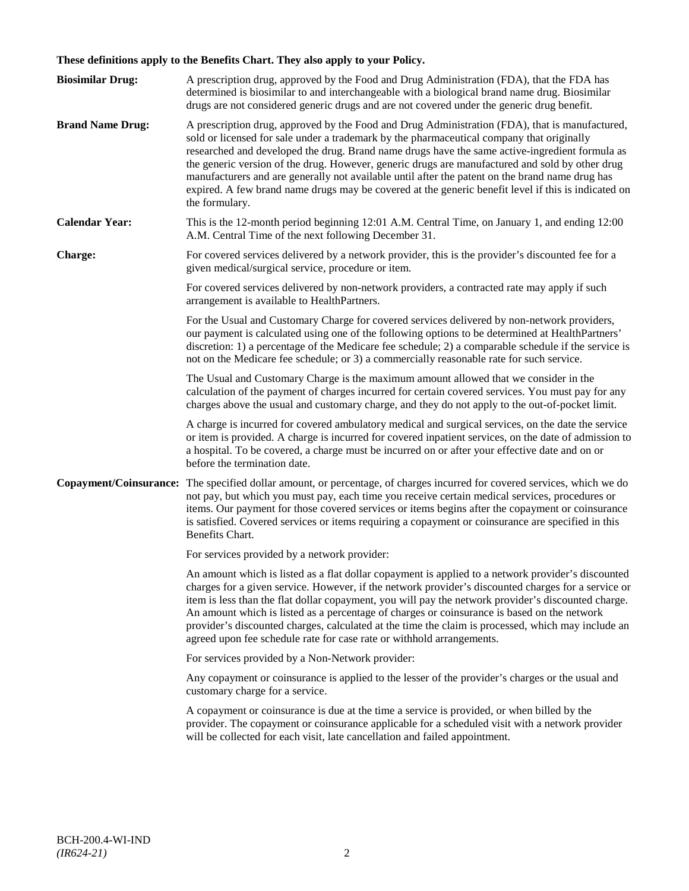**These definitions apply to the Benefits Chart. They also apply to your Policy.**

**Biosimilar Drug:** A prescription drug, approved by the Food and Drug Administration (FDA), that the FDA has determined is biosimilar to and interchangeable with a biological brand name drug. Biosimilar drugs are not considered generic drugs and are not covered under the generic drug benefit.

**Brand Name Drug:** A prescription drug, approved by the Food and Drug Administration (FDA), that is manufactured, sold or licensed for sale under a trademark by the pharmaceutical company that originally researched and developed the drug. Brand name drugs have the same active-ingredient formula as the generic version of the drug. However, generic drugs are manufactured and sold by other drug manufacturers and are generally not available until after the patent on the brand name drug has expired. A few brand name drugs may be covered at the generic benefit level if this is indicated on the formulary.

**Calendar Year:** This is the 12-month period beginning 12:01 A.M. Central Time, on January 1, and ending 12:00 A.M. Central Time of the next following December 31.

**Charge:** For covered services delivered by a network provider, this is the provider's discounted fee for a given medical/surgical service, procedure or item.

For covered services delivered by non-network providers, a contracted rate may apply if such arrangement is available to HealthPartners.

For the Usual and Customary Charge for covered services delivered by non-network providers, our payment is calculated using one of the following options to be determined at HealthPartners' discretion: 1) a percentage of the Medicare fee schedule; 2) a comparable schedule if the service is not on the Medicare fee schedule; or 3) a commercially reasonable rate for such service.

The Usual and Customary Charge is the maximum amount allowed that we consider in the calculation of the payment of charges incurred for certain covered services. You must pay for any charges above the usual and customary charge, and they do not apply to the out-of-pocket limit.

A charge is incurred for covered ambulatory medical and surgical services, on the date the service or item is provided. A charge is incurred for covered inpatient services, on the date of admission to a hospital. To be covered, a charge must be incurred on or after your effective date and on or before the termination date.

**Copayment/Coinsurance:** The specified dollar amount, or percentage, of charges incurred for covered services, which we do not pay, but which you must pay, each time you receive certain medical services, procedures or items. Our payment for those covered services or items begins after the copayment or coinsurance is satisfied. Covered services or items requiring a copayment or coinsurance are specified in this Benefits Chart.

For services provided by a network provider:

An amount which is listed as a flat dollar copayment is applied to a network provider's discounted charges for a given service. However, if the network provider's discounted charges for a service or item is less than the flat dollar copayment, you will pay the network provider's discounted charge. An amount which is listed as a percentage of charges or coinsurance is based on the network provider's discounted charges, calculated at the time the claim is processed, which may include an agreed upon fee schedule rate for case rate or withhold arrangements.

For services provided by a Non-Network provider:

Any copayment or coinsurance is applied to the lesser of the provider's charges or the usual and customary charge for a service.

A copayment or coinsurance is due at the time a service is provided, or when billed by the provider. The copayment or coinsurance applicable for a scheduled visit with a network provider will be collected for each visit, late cancellation and failed appointment.

BCH-200.4-WI-IND
*(IR624-21)*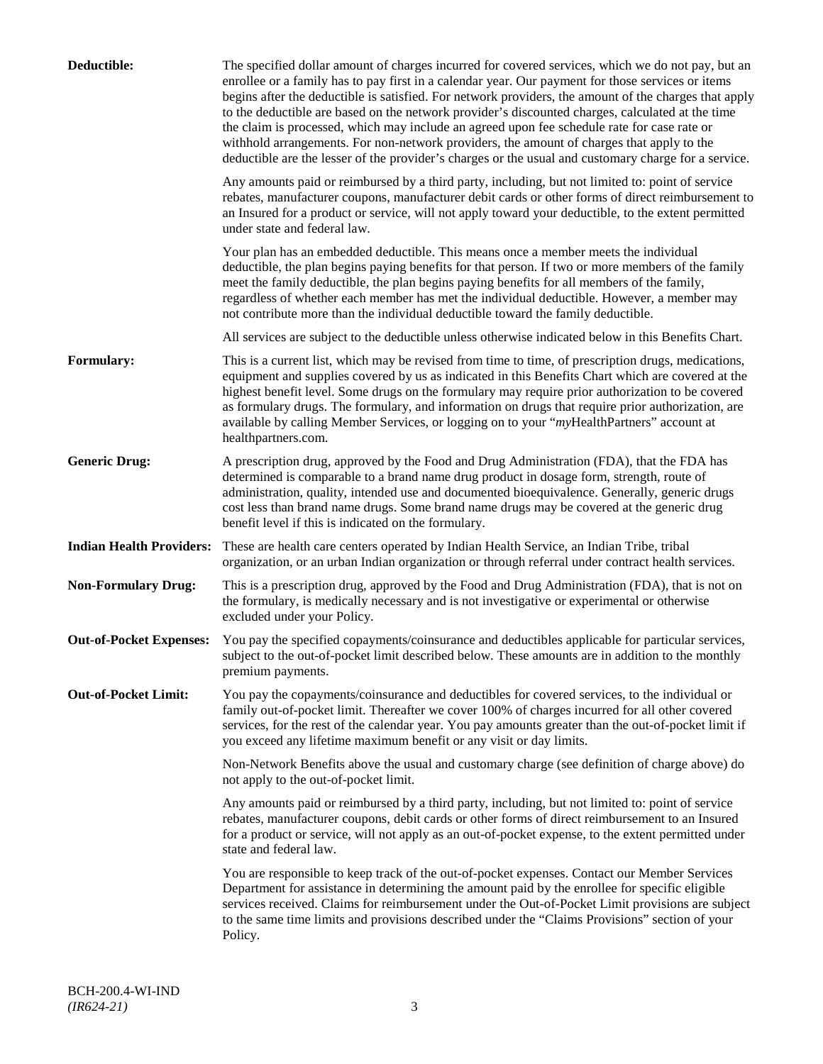**Deductible:** The specified dollar amount of charges incurred for covered services, which we do not pay, but an enrollee or a family has to pay first in a calendar year. Our payment for those services or items begins after the deductible is satisfied. For network providers, the amount of the charges that apply to the deductible are based on the network provider's discounted charges, calculated at the time the claim is processed, which may include an agreed upon fee schedule rate for case rate or withhold arrangements. For non-network providers, the amount of charges that apply to the deductible are the lesser of the provider's charges or the usual and customary charge for a service.

Any amounts paid or reimbursed by a third party, including, but not limited to: point of service rebates, manufacturer coupons, manufacturer debit cards or other forms of direct reimbursement to an Insured for a product or service, will not apply toward your deductible, to the extent permitted under state and federal law.

Your plan has an embedded deductible. This means once a member meets the individual deductible, the plan begins paying benefits for that person. If two or more members of the family meet the family deductible, the plan begins paying benefits for all members of the family, regardless of whether each member has met the individual deductible. However, a member may not contribute more than the individual deductible toward the family deductible.

All services are subject to the deductible unless otherwise indicated below in this Benefits Chart.

**Formulary:** This is a current list, which may be revised from time to time, of prescription drugs, medications, equipment and supplies covered by us as indicated in this Benefits Chart which are covered at the highest benefit level. Some drugs on the formulary may require prior authorization to be covered as formulary drugs. The formulary, and information on drugs that require prior authorization, are available by calling Member Services, or logging on to your "*my*HealthPartners" account at healthpartners.com.

**Generic Drug:** A prescription drug, approved by the Food and Drug Administration (FDA), that the FDA has determined is comparable to a brand name drug product in dosage form, strength, route of administration, quality, intended use and documented bioequivalence. Generally, generic drugs cost less than brand name drugs. Some brand name drugs may be covered at the generic drug benefit level if this is indicated on the formulary.

**Indian Health Providers:** These are health care centers operated by Indian Health Service, an Indian Tribe, tribal organization, or an urban Indian organization or through referral under contract health services.

**Non-Formulary Drug:** This is a prescription drug, approved by the Food and Drug Administration (FDA), that is not on the formulary, is medically necessary and is not investigative or experimental or otherwise excluded under your Policy.

**Out-of-Pocket Expenses:** You pay the specified copayments/coinsurance and deductibles applicable for particular services, subject to the out-of-pocket limit described below. These amounts are in addition to the monthly premium payments.

**Out-of-Pocket Limit:** You pay the copayments/coinsurance and deductibles for covered services, to the individual or family out-of-pocket limit. Thereafter we cover 100% of charges incurred for all other covered services, for the rest of the calendar year. You pay amounts greater than the out-of-pocket limit if you exceed any lifetime maximum benefit or any visit or day limits.

Non-Network Benefits above the usual and customary charge (see definition of charge above) do not apply to the out-of-pocket limit.

Any amounts paid or reimbursed by a third party, including, but not limited to: point of service rebates, manufacturer coupons, debit cards or other forms of direct reimbursement to an Insured for a product or service, will not apply as an out-of-pocket expense, to the extent permitted under state and federal law.

You are responsible to keep track of the out-of-pocket expenses. Contact our Member Services Department for assistance in determining the amount paid by the enrollee for specific eligible services received. Claims for reimbursement under the Out-of-Pocket Limit provisions are subject to the same time limits and provisions described under the "Claims Provisions" section of your Policy.

BCH-200.4-WI-IND
*(IR624-21)*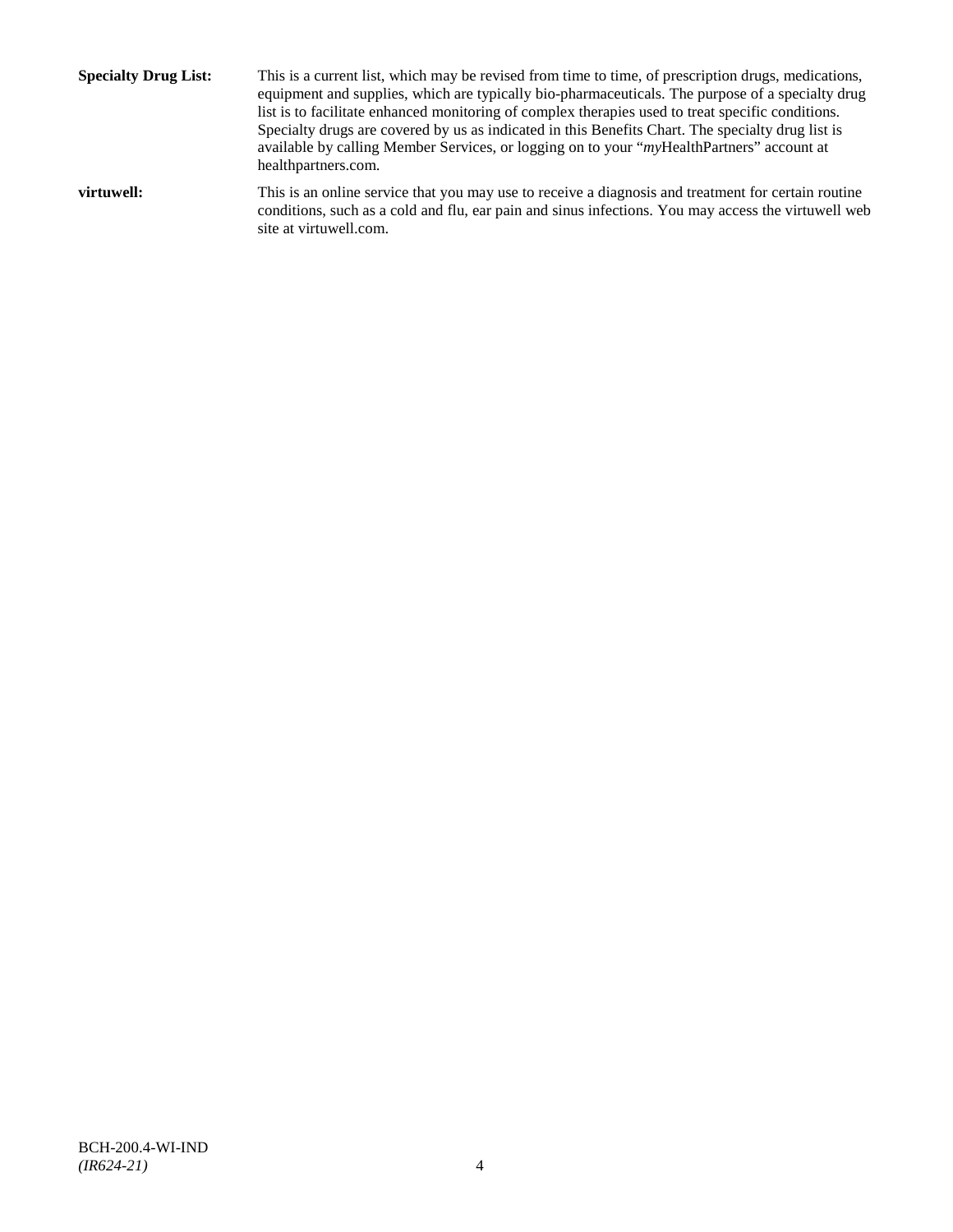**Specialty Drug List:** This is a current list, which may be revised from time to time, of prescription drugs, medications, equipment and supplies, which are typically bio-pharmaceuticals. The purpose of a specialty drug list is to facilitate enhanced monitoring of complex therapies used to treat specific conditions. Specialty drugs are covered by us as indicated in this Benefits Chart. The specialty drug list is available by calling Member Services, or logging on to your "*my*HealthPartners" account at healthpartners.com.

**virtuwell:** This is an online service that you may use to receive a diagnosis and treatment for certain routine conditions, such as a cold and flu, ear pain and sinus infections. You may access the virtuwell web site at virtuwell.com.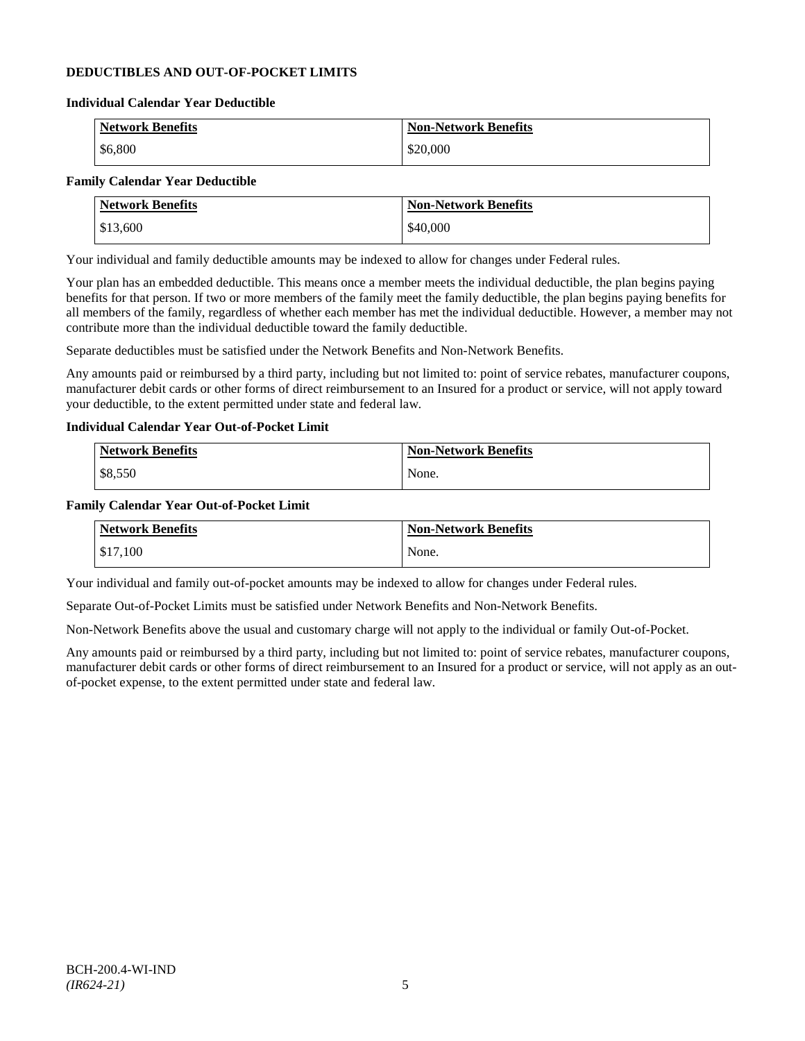## DEDUCTIBLES AND OUT-OF-POCKET LIMITS

### Individual Calendar Year Deductible

| Network Benefits | Non-Network Benefits |
| --- | --- |
| $6,800 | $20,000 |

### Family Calendar Year Deductible

| Network Benefits | Non-Network Benefits |
| --- | --- |
| $13,600 | $40,000 |

Your individual and family deductible amounts may be indexed to allow for changes under Federal rules.

Your plan has an embedded deductible. This means once a member meets the individual deductible, the plan begins paying benefits for that person. If two or more members of the family meet the family deductible, the plan begins paying benefits for all members of the family, regardless of whether each member has met the individual deductible. However, a member may not contribute more than the individual deductible toward the family deductible.

Separate deductibles must be satisfied under the Network Benefits and Non-Network Benefits.

Any amounts paid or reimbursed by a third party, including but not limited to: point of service rebates, manufacturer coupons, manufacturer debit cards or other forms of direct reimbursement to an Insured for a product or service, will not apply toward your deductible, to the extent permitted under state and federal law.

### Individual Calendar Year Out-of-Pocket Limit

| Network Benefits | Non-Network Benefits |
| --- | --- |
| $8,550 | None. |

### Family Calendar Year Out-of-Pocket Limit

| Network Benefits | Non-Network Benefits |
| --- | --- |
| $17,100 | None. |

Your individual and family out-of-pocket amounts may be indexed to allow for changes under Federal rules.

Separate Out-of-Pocket Limits must be satisfied under Network Benefits and Non-Network Benefits.

Non-Network Benefits above the usual and customary charge will not apply to the individual or family Out-of-Pocket.

Any amounts paid or reimbursed by a third party, including but not limited to: point of service rebates, manufacturer coupons, manufacturer debit cards or other forms of direct reimbursement to an Insured for a product or service, will not apply as an out-of-pocket expense, to the extent permitted under state and federal law.

BCH-200.4-WI-IND
*(IR624-21)*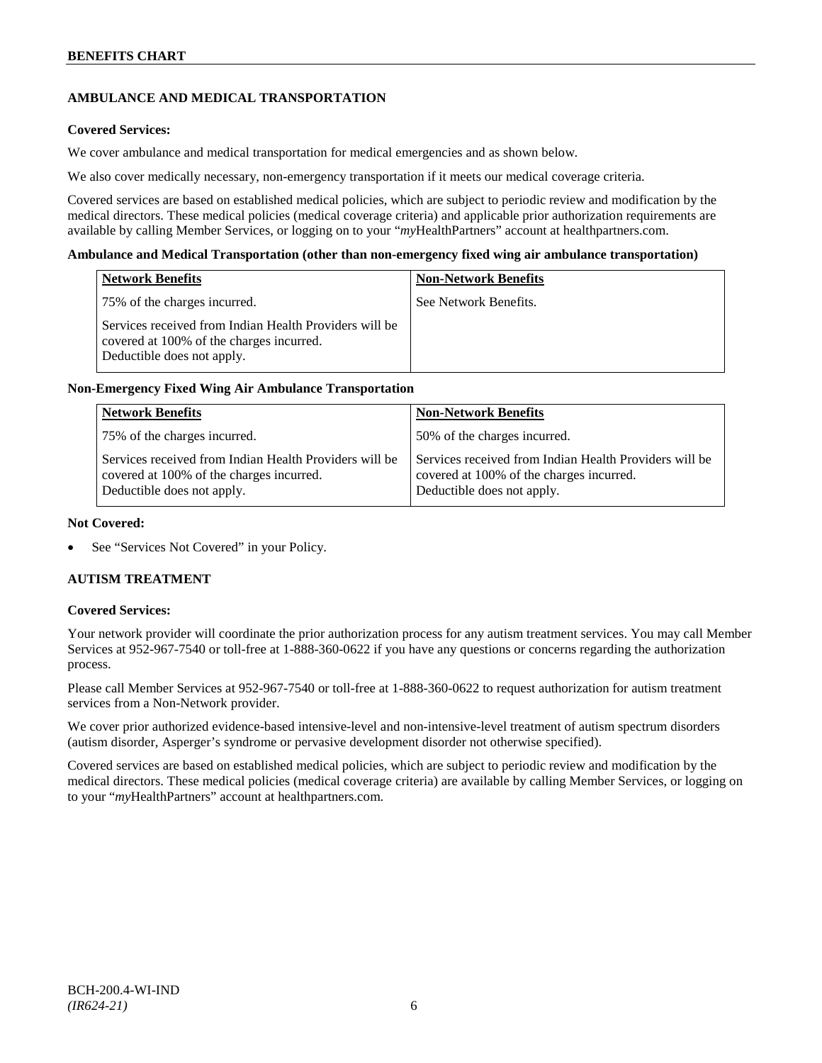## AMBULANCE AND MEDICAL TRANSPORTATION

**Covered Services:**

We cover ambulance and medical transportation for medical emergencies and as shown below.

We also cover medically necessary, non-emergency transportation if it meets our medical coverage criteria.

Covered services are based on established medical policies, which are subject to periodic review and modification by the medical directors. These medical policies (medical coverage criteria) and applicable prior authorization requirements are available by calling Member Services, or logging on to your "*my*HealthPartners" account at healthpartners.com.

**Ambulance and Medical Transportation (other than non-emergency fixed wing air ambulance transportation)**

| Network Benefits | Non-Network Benefits |
|---|---|
| 75% of the charges incurred.<br><br>Services received from Indian Health Providers will be covered at 100% of the charges incurred. Deductible does not apply. | See Network Benefits. |

**Non-Emergency Fixed Wing Air Ambulance Transportation**

| Network Benefits | Non-Network Benefits |
|---|---|
| 75% of the charges incurred. | 50% of the charges incurred. |
| Services received from Indian Health Providers will be covered at 100% of the charges incurred. Deductible does not apply. | Services received from Indian Health Providers will be covered at 100% of the charges incurred. Deductible does not apply. |

**Not Covered:**

- See "Services Not Covered" in your Policy.

## AUTISM TREATMENT

**Covered Services:**

Your network provider will coordinate the prior authorization process for any autism treatment services. You may call Member Services at 952-967-7540 or toll-free at 1-888-360-0622 if you have any questions or concerns regarding the authorization process.

Please call Member Services at 952-967-7540 or toll-free at 1-888-360-0622 to request authorization for autism treatment services from a Non-Network provider.

We cover prior authorized evidence-based intensive-level and non-intensive-level treatment of autism spectrum disorders (autism disorder, Asperger's syndrome or pervasive development disorder not otherwise specified).

Covered services are based on established medical policies, which are subject to periodic review and modification by the medical directors. These medical policies (medical coverage criteria) are available by calling Member Services, or logging on to your "*my*HealthPartners" account at healthpartners.com.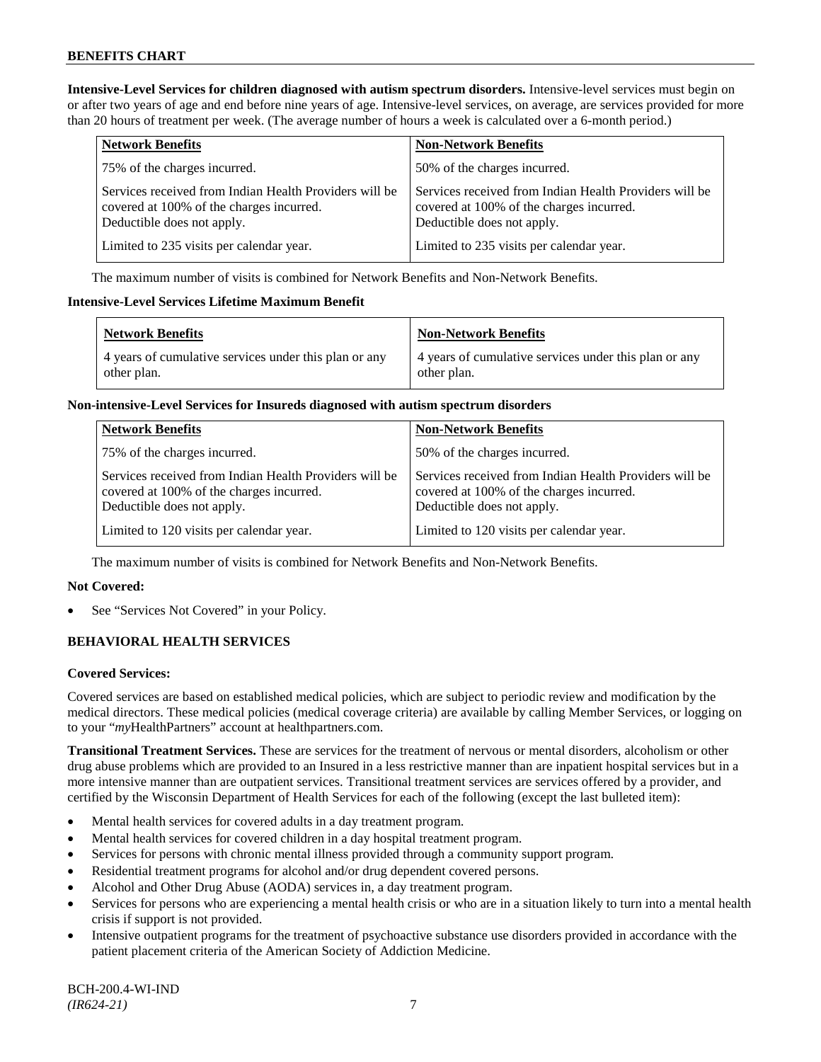**Intensive-Level Services for children diagnosed with autism spectrum disorders.** Intensive-level services must begin on or after two years of age and end before nine years of age. Intensive-level services, on average, are services provided for more than 20 hours of treatment per week. (The average number of hours a week is calculated over a 6-month period.)

| Network Benefits | Non-Network Benefits |
|---|---|
| 75% of the charges incurred. | 50% of the charges incurred. |
| Services received from Indian Health Providers will be covered at 100% of the charges incurred. Deductible does not apply. | Services received from Indian Health Providers will be covered at 100% of the charges incurred. Deductible does not apply. |
| Limited to 235 visits per calendar year. | Limited to 235 visits per calendar year. |

The maximum number of visits is combined for Network Benefits and Non-Network Benefits.

**Intensive-Level Services Lifetime Maximum Benefit**

| Network Benefits | Non-Network Benefits |
|---|---|
| 4 years of cumulative services under this plan or any other plan. | 4 years of cumulative services under this plan or any other plan. |

**Non-intensive-Level Services for Insureds diagnosed with autism spectrum disorders**

| Network Benefits | Non-Network Benefits |
|---|---|
| 75% of the charges incurred. | 50% of the charges incurred. |
| Services received from Indian Health Providers will be covered at 100% of the charges incurred. Deductible does not apply. | Services received from Indian Health Providers will be covered at 100% of the charges incurred. Deductible does not apply. |
| Limited to 120 visits per calendar year. | Limited to 120 visits per calendar year. |

The maximum number of visits is combined for Network Benefits and Non-Network Benefits.

**Not Covered:**

- See "Services Not Covered" in your Policy.

## BEHAVIORAL HEALTH SERVICES

**Covered Services:**

Covered services are based on established medical policies, which are subject to periodic review and modification by the medical directors. These medical policies (medical coverage criteria) are available by calling Member Services, or logging on to your "*my*HealthPartners" account at healthpartners.com.

**Transitional Treatment Services.** These are services for the treatment of nervous or mental disorders, alcoholism or other drug abuse problems which are provided to an Insured in a less restrictive manner than are inpatient hospital services but in a more intensive manner than are outpatient services. Transitional treatment services are services offered by a provider, and certified by the Wisconsin Department of Health Services for each of the following (except the last bulleted item):

- Mental health services for covered adults in a day treatment program.
- Mental health services for covered children in a day hospital treatment program.
- Services for persons with chronic mental illness provided through a community support program.
- Residential treatment programs for alcohol and/or drug dependent covered persons.
- Alcohol and Other Drug Abuse (AODA) services in, a day treatment program.
- Services for persons who are experiencing a mental health crisis or who are in a situation likely to turn into a mental health crisis if support is not provided.
- Intensive outpatient programs for the treatment of psychoactive substance use disorders provided in accordance with the patient placement criteria of the American Society of Addiction Medicine.

BCH-200.4-WI-IND
*(IR624-21)*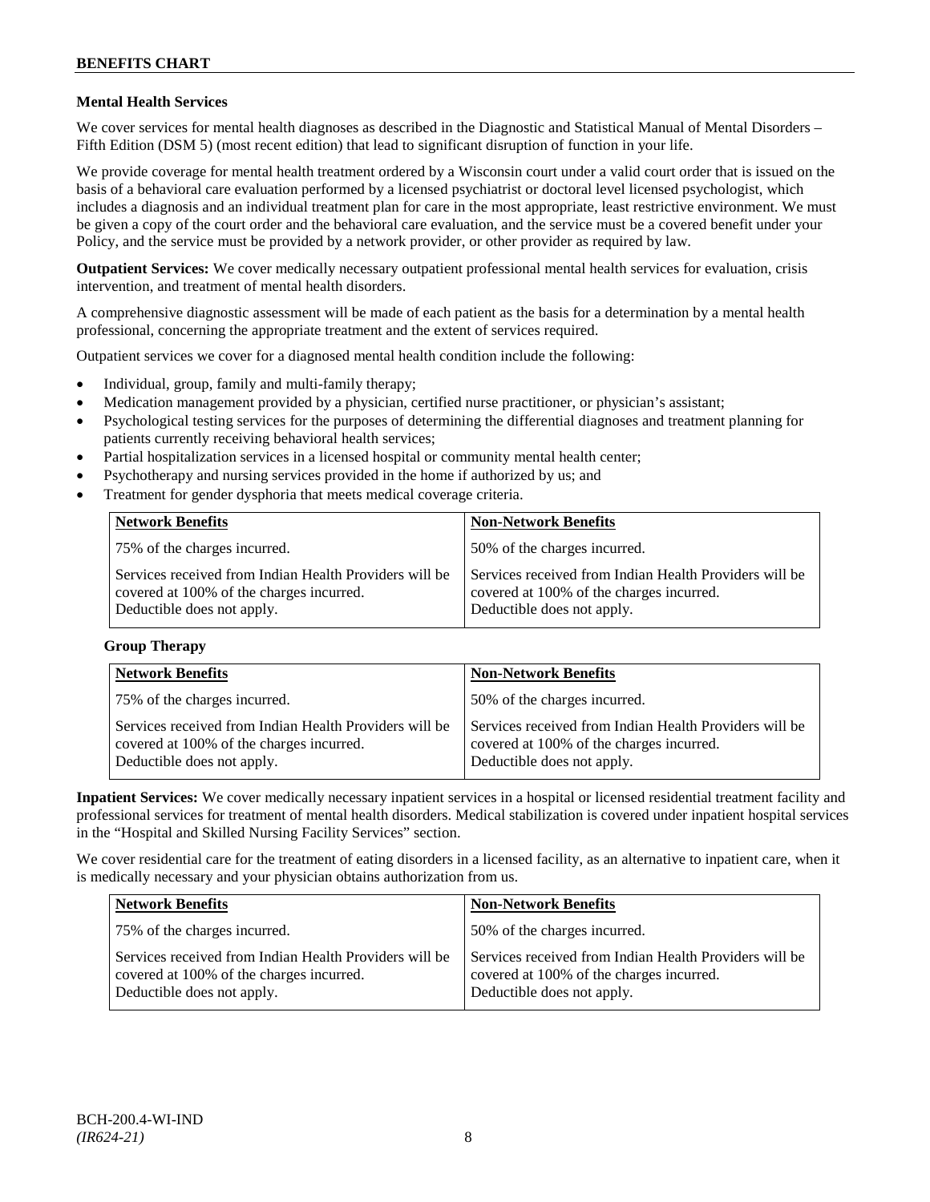### Mental Health Services

We cover services for mental health diagnoses as described in the Diagnostic and Statistical Manual of Mental Disorders – Fifth Edition (DSM 5) (most recent edition) that lead to significant disruption of function in your life.

We provide coverage for mental health treatment ordered by a Wisconsin court under a valid court order that is issued on the basis of a behavioral care evaluation performed by a licensed psychiatrist or doctoral level licensed psychologist, which includes a diagnosis and an individual treatment plan for care in the most appropriate, least restrictive environment. We must be given a copy of the court order and the behavioral care evaluation, and the service must be a covered benefit under your Policy, and the service must be provided by a network provider, or other provider as required by law.

**Outpatient Services:** We cover medically necessary outpatient professional mental health services for evaluation, crisis intervention, and treatment of mental health disorders.

A comprehensive diagnostic assessment will be made of each patient as the basis for a determination by a mental health professional, concerning the appropriate treatment and the extent of services required.

Outpatient services we cover for a diagnosed mental health condition include the following:

- Individual, group, family and multi-family therapy;
- Medication management provided by a physician, certified nurse practitioner, or physician's assistant;
- Psychological testing services for the purposes of determining the differential diagnoses and treatment planning for patients currently receiving behavioral health services;
- Partial hospitalization services in a licensed hospital or community mental health center;
- Psychotherapy and nursing services provided in the home if authorized by us; and
- Treatment for gender dysphoria that meets medical coverage criteria.

| Network Benefits | Non-Network Benefits |
|---|---|
| 75% of the charges incurred. | 50% of the charges incurred. |
| Services received from Indian Health Providers will be covered at 100% of the charges incurred. Deductible does not apply. | Services received from Indian Health Providers will be covered at 100% of the charges incurred. Deductible does not apply. |

**Group Therapy**

| Network Benefits | Non-Network Benefits |
|---|---|
| 75% of the charges incurred. | 50% of the charges incurred. |
| Services received from Indian Health Providers will be covered at 100% of the charges incurred. Deductible does not apply. | Services received from Indian Health Providers will be covered at 100% of the charges incurred. Deductible does not apply. |

**Inpatient Services:** We cover medically necessary inpatient services in a hospital or licensed residential treatment facility and professional services for treatment of mental health disorders. Medical stabilization is covered under inpatient hospital services in the "Hospital and Skilled Nursing Facility Services" section.

We cover residential care for the treatment of eating disorders in a licensed facility, as an alternative to inpatient care, when it is medically necessary and your physician obtains authorization from us.

| Network Benefits | Non-Network Benefits |
|---|---|
| 75% of the charges incurred. | 50% of the charges incurred. |
| Services received from Indian Health Providers will be covered at 100% of the charges incurred. Deductible does not apply. | Services received from Indian Health Providers will be covered at 100% of the charges incurred. Deductible does not apply. |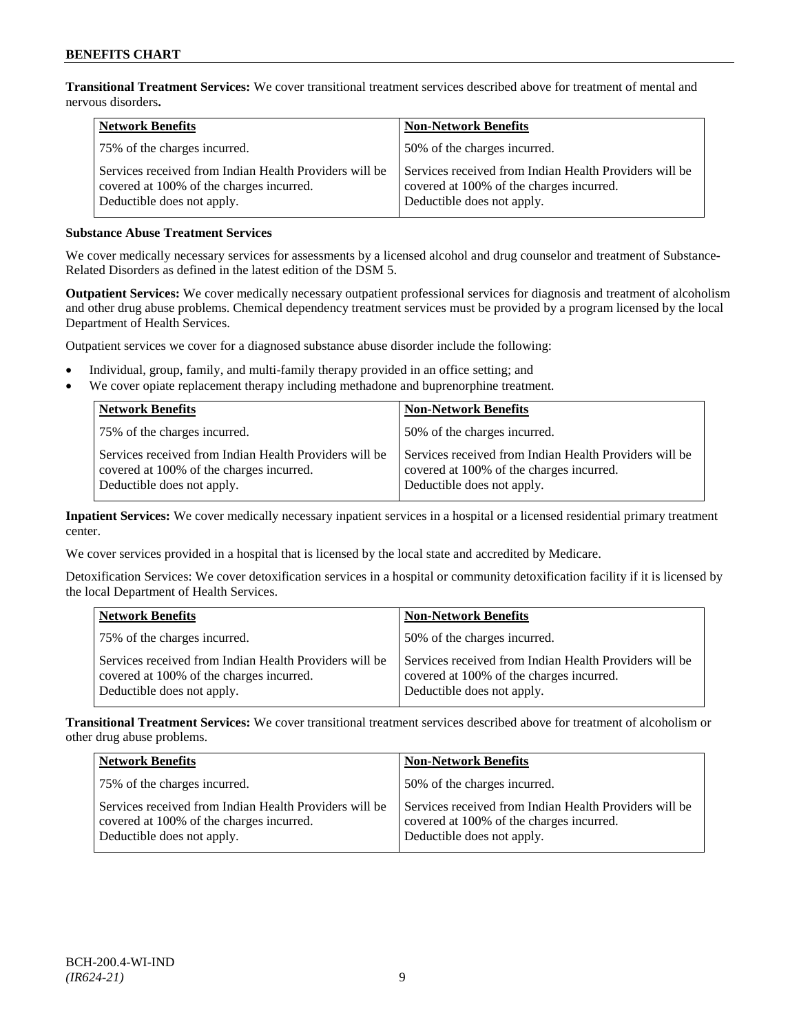**Transitional Treatment Services:** We cover transitional treatment services described above for treatment of mental and nervous disorders**.**

| Network Benefits | Non-Network Benefits |
| --- | --- |
| 75% of the charges incurred. | 50% of the charges incurred. |
| Services received from Indian Health Providers will be covered at 100% of the charges incurred. Deductible does not apply. | Services received from Indian Health Providers will be covered at 100% of the charges incurred. Deductible does not apply. |

**Substance Abuse Treatment Services**

We cover medically necessary services for assessments by a licensed alcohol and drug counselor and treatment of Substance-Related Disorders as defined in the latest edition of the DSM 5.

**Outpatient Services:** We cover medically necessary outpatient professional services for diagnosis and treatment of alcoholism and other drug abuse problems. Chemical dependency treatment services must be provided by a program licensed by the local Department of Health Services.

Outpatient services we cover for a diagnosed substance abuse disorder include the following:

- Individual, group, family, and multi-family therapy provided in an office setting; and
- We cover opiate replacement therapy including methadone and buprenorphine treatment.

| Network Benefits | Non-Network Benefits |
| --- | --- |
| 75% of the charges incurred. | 50% of the charges incurred. |
| Services received from Indian Health Providers will be covered at 100% of the charges incurred. Deductible does not apply. | Services received from Indian Health Providers will be covered at 100% of the charges incurred. Deductible does not apply. |

**Inpatient Services:** We cover medically necessary inpatient services in a hospital or a licensed residential primary treatment center.

We cover services provided in a hospital that is licensed by the local state and accredited by Medicare.

Detoxification Services: We cover detoxification services in a hospital or community detoxification facility if it is licensed by the local Department of Health Services.

| Network Benefits | Non-Network Benefits |
| --- | --- |
| 75% of the charges incurred. | 50% of the charges incurred. |
| Services received from Indian Health Providers will be covered at 100% of the charges incurred. Deductible does not apply. | Services received from Indian Health Providers will be covered at 100% of the charges incurred. Deductible does not apply. |

**Transitional Treatment Services:** We cover transitional treatment services described above for treatment of alcoholism or other drug abuse problems.

| Network Benefits | Non-Network Benefits |
| --- | --- |
| 75% of the charges incurred. | 50% of the charges incurred. |
| Services received from Indian Health Providers will be covered at 100% of the charges incurred. Deductible does not apply. | Services received from Indian Health Providers will be covered at 100% of the charges incurred. Deductible does not apply. |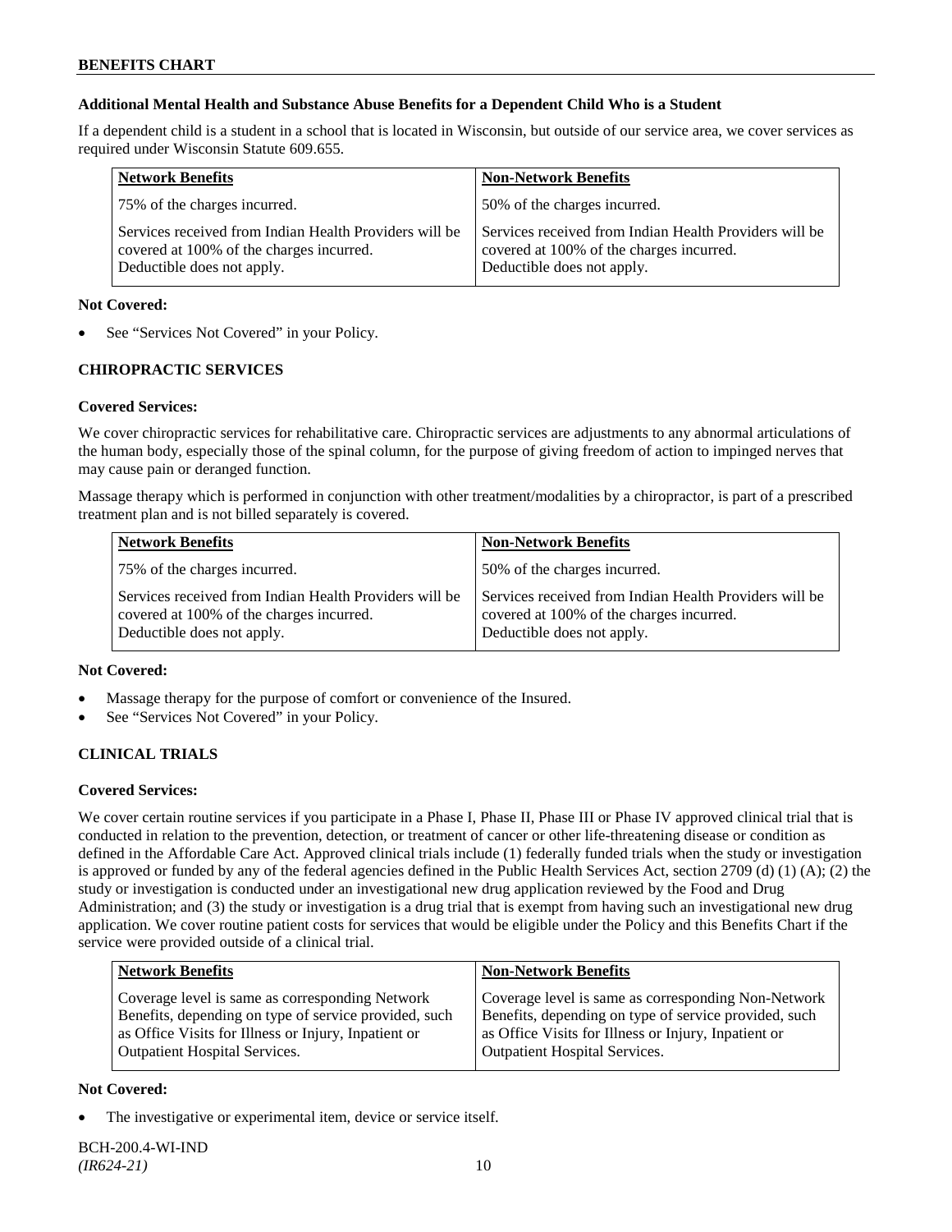### Additional Mental Health and Substance Abuse Benefits for a Dependent Child Who is a Student

If a dependent child is a student in a school that is located in Wisconsin, but outside of our service area, we cover services as required under Wisconsin Statute 609.655.

| Network Benefits | Non-Network Benefits |
|---|---|
| 75% of the charges incurred. | 50% of the charges incurred. |
| Services received from Indian Health Providers will be covered at 100% of the charges incurred. Deductible does not apply. | Services received from Indian Health Providers will be covered at 100% of the charges incurred. Deductible does not apply. |

**Not Covered:**

- See "Services Not Covered" in your Policy.

## CHIROPRACTIC SERVICES

**Covered Services:**

We cover chiropractic services for rehabilitative care. Chiropractic services are adjustments to any abnormal articulations of the human body, especially those of the spinal column, for the purpose of giving freedom of action to impinged nerves that may cause pain or deranged function.

Massage therapy which is performed in conjunction with other treatment/modalities by a chiropractor, is part of a prescribed treatment plan and is not billed separately is covered.

| Network Benefits | Non-Network Benefits |
|---|---|
| 75% of the charges incurred. | 50% of the charges incurred. |
| Services received from Indian Health Providers will be covered at 100% of the charges incurred. Deductible does not apply. | Services received from Indian Health Providers will be covered at 100% of the charges incurred. Deductible does not apply. |

**Not Covered:**

- Massage therapy for the purpose of comfort or convenience of the Insured.
- See "Services Not Covered" in your Policy.

## CLINICAL TRIALS

**Covered Services:**

We cover certain routine services if you participate in a Phase I, Phase II, Phase III or Phase IV approved clinical trial that is conducted in relation to the prevention, detection, or treatment of cancer or other life-threatening disease or condition as defined in the Affordable Care Act. Approved clinical trials include (1) federally funded trials when the study or investigation is approved or funded by any of the federal agencies defined in the Public Health Services Act, section 2709 (d) (1) (A); (2) the study or investigation is conducted under an investigational new drug application reviewed by the Food and Drug Administration; and (3) the study or investigation is a drug trial that is exempt from having such an investigational new drug application. We cover routine patient costs for services that would be eligible under the Policy and this Benefits Chart if the service were provided outside of a clinical trial.

| Network Benefits | Non-Network Benefits |
|---|---|
| Coverage level is same as corresponding Network Benefits, depending on type of service provided, such as Office Visits for Illness or Injury, Inpatient or Outpatient Hospital Services. | Coverage level is same as corresponding Non-Network Benefits, depending on type of service provided, such as Office Visits for Illness or Injury, Inpatient or Outpatient Hospital Services. |

**Not Covered:**

- The investigative or experimental item, device or service itself.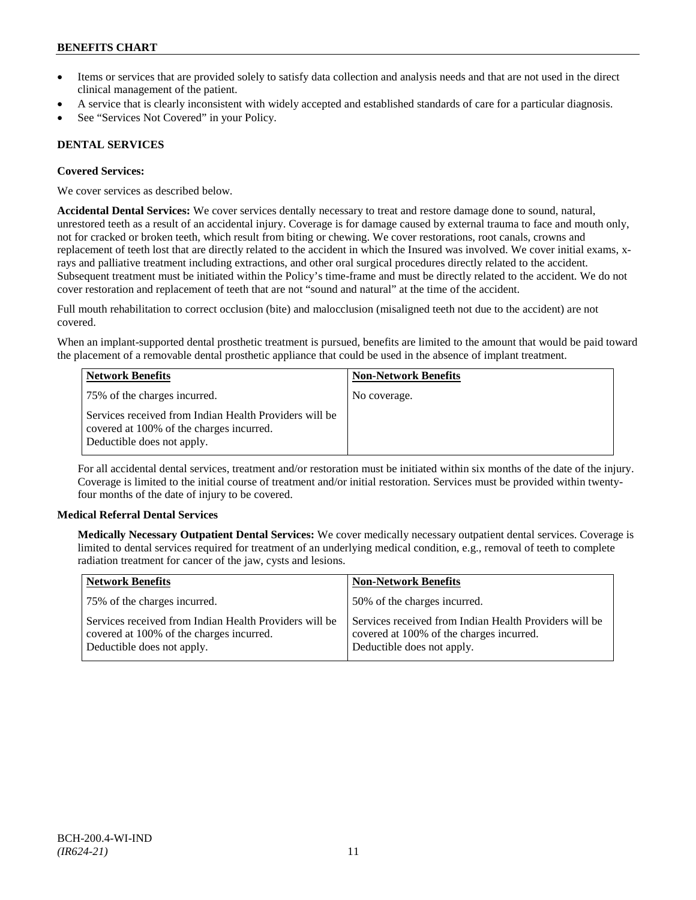- Items or services that are provided solely to satisfy data collection and analysis needs and that are not used in the direct clinical management of the patient.
- A service that is clearly inconsistent with widely accepted and established standards of care for a particular diagnosis.
- See "Services Not Covered" in your Policy.

### DENTAL SERVICES

**Covered Services:**

We cover services as described below.

**Accidental Dental Services:** We cover services dentally necessary to treat and restore damage done to sound, natural, unrestored teeth as a result of an accidental injury. Coverage is for damage caused by external trauma to face and mouth only, not for cracked or broken teeth, which result from biting or chewing. We cover restorations, root canals, crowns and replacement of teeth lost that are directly related to the accident in which the Insured was involved. We cover initial exams, x-rays and palliative treatment including extractions, and other oral surgical procedures directly related to the accident. Subsequent treatment must be initiated within the Policy's time-frame and must be directly related to the accident. We do not cover restoration and replacement of teeth that are not "sound and natural" at the time of the accident.

Full mouth rehabilitation to correct occlusion (bite) and malocclusion (misaligned teeth not due to the accident) are not covered.

When an implant-supported dental prosthetic treatment is pursued, benefits are limited to the amount that would be paid toward the placement of a removable dental prosthetic appliance that could be used in the absence of implant treatment.

| Network Benefits | Non-Network Benefits |
|---|---|
| 75% of the charges incurred.<br><br>Services received from Indian Health Providers will be covered at 100% of the charges incurred. Deductible does not apply. | No coverage. |

For all accidental dental services, treatment and/or restoration must be initiated within six months of the date of the injury. Coverage is limited to the initial course of treatment and/or initial restoration. Services must be provided within twenty-four months of the date of injury to be covered.

**Medical Referral Dental Services**

**Medically Necessary Outpatient Dental Services:** We cover medically necessary outpatient dental services. Coverage is limited to dental services required for treatment of an underlying medical condition, e.g., removal of teeth to complete radiation treatment for cancer of the jaw, cysts and lesions.

| Network Benefits | Non-Network Benefits |
|---|---|
| 75% of the charges incurred.<br><br>Services received from Indian Health Providers will be covered at 100% of the charges incurred. Deductible does not apply. | 50% of the charges incurred.<br><br>Services received from Indian Health Providers will be covered at 100% of the charges incurred. Deductible does not apply. |

BCH-200.4-WI-IND
*(IR624-21)*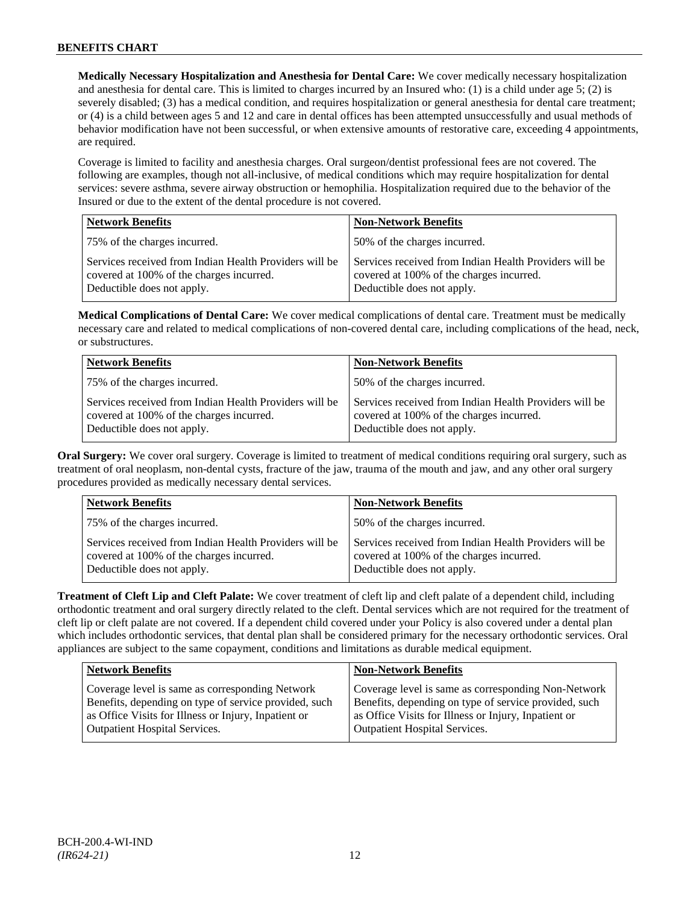**Medically Necessary Hospitalization and Anesthesia for Dental Care:** We cover medically necessary hospitalization and anesthesia for dental care. This is limited to charges incurred by an Insured who: (1) is a child under age 5; (2) is severely disabled; (3) has a medical condition, and requires hospitalization or general anesthesia for dental care treatment; or (4) is a child between ages 5 and 12 and care in dental offices has been attempted unsuccessfully and usual methods of behavior modification have not been successful, or when extensive amounts of restorative care, exceeding 4 appointments, are required.

Coverage is limited to facility and anesthesia charges. Oral surgeon/dentist professional fees are not covered. The following are examples, though not all-inclusive, of medical conditions which may require hospitalization for dental services: severe asthma, severe airway obstruction or hemophilia. Hospitalization required due to the behavior of the Insured or due to the extent of the dental procedure is not covered.

| Network Benefits | Non-Network Benefits |
|---|---|
| 75% of the charges incurred. | 50% of the charges incurred. |
| Services received from Indian Health Providers will be covered at 100% of the charges incurred. Deductible does not apply. | Services received from Indian Health Providers will be covered at 100% of the charges incurred. Deductible does not apply. |

**Medical Complications of Dental Care:** We cover medical complications of dental care. Treatment must be medically necessary care and related to medical complications of non-covered dental care, including complications of the head, neck, or substructures.

| Network Benefits | Non-Network Benefits |
|---|---|
| 75% of the charges incurred. | 50% of the charges incurred. |
| Services received from Indian Health Providers will be covered at 100% of the charges incurred. Deductible does not apply. | Services received from Indian Health Providers will be covered at 100% of the charges incurred. Deductible does not apply. |

**Oral Surgery:** We cover oral surgery. Coverage is limited to treatment of medical conditions requiring oral surgery, such as treatment of oral neoplasm, non-dental cysts, fracture of the jaw, trauma of the mouth and jaw, and any other oral surgery procedures provided as medically necessary dental services.

| Network Benefits | Non-Network Benefits |
|---|---|
| 75% of the charges incurred. | 50% of the charges incurred. |
| Services received from Indian Health Providers will be covered at 100% of the charges incurred. Deductible does not apply. | Services received from Indian Health Providers will be covered at 100% of the charges incurred. Deductible does not apply. |

**Treatment of Cleft Lip and Cleft Palate:** We cover treatment of cleft lip and cleft palate of a dependent child, including orthodontic treatment and oral surgery directly related to the cleft. Dental services which are not required for the treatment of cleft lip or cleft palate are not covered. If a dependent child covered under your Policy is also covered under a dental plan which includes orthodontic services, that dental plan shall be considered primary for the necessary orthodontic services. Oral appliances are subject to the same copayment, conditions and limitations as durable medical equipment.

| Network Benefits | Non-Network Benefits |
|---|---|
| Coverage level is same as corresponding Network Benefits, depending on type of service provided, such as Office Visits for Illness or Injury, Inpatient or Outpatient Hospital Services. | Coverage level is same as corresponding Non-Network Benefits, depending on type of service provided, such as Office Visits for Illness or Injury, Inpatient or Outpatient Hospital Services. |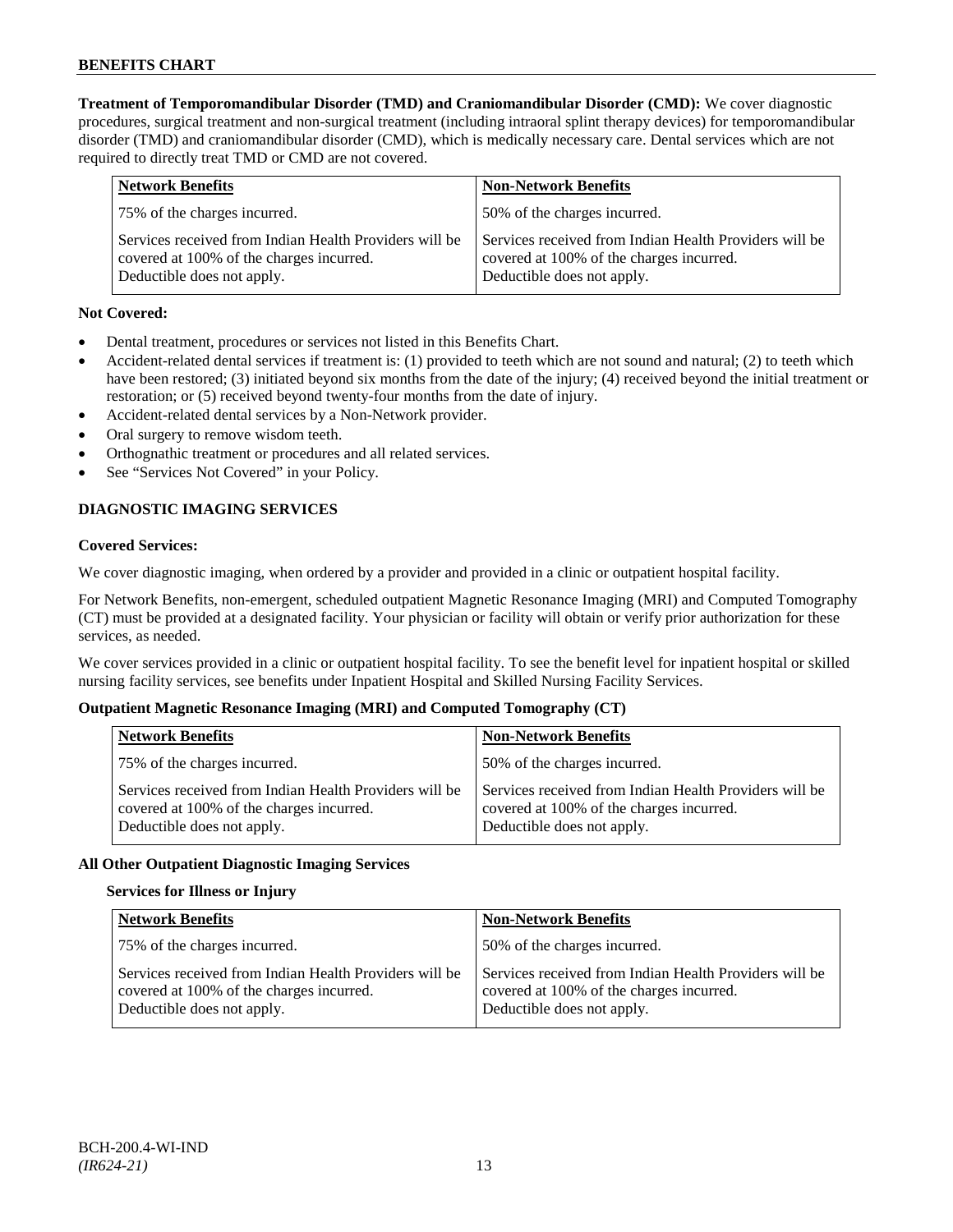**Treatment of Temporomandibular Disorder (TMD) and Craniomandibular Disorder (CMD):** We cover diagnostic procedures, surgical treatment and non-surgical treatment (including intraoral splint therapy devices) for temporomandibular disorder (TMD) and craniomandibular disorder (CMD), which is medically necessary care. Dental services which are not required to directly treat TMD or CMD are not covered.

| Network Benefits | Non-Network Benefits |
|---|---|
| 75% of the charges incurred. | 50% of the charges incurred. |
| Services received from Indian Health Providers will be covered at 100% of the charges incurred. Deductible does not apply. | Services received from Indian Health Providers will be covered at 100% of the charges incurred. Deductible does not apply. |

**Not Covered:**

- Dental treatment, procedures or services not listed in this Benefits Chart.
- Accident-related dental services if treatment is: (1) provided to teeth which are not sound and natural; (2) to teeth which have been restored; (3) initiated beyond six months from the date of the injury; (4) received beyond the initial treatment or restoration; or (5) received beyond twenty-four months from the date of injury.
- Accident-related dental services by a Non-Network provider.
- Oral surgery to remove wisdom teeth.
- Orthognathic treatment or procedures and all related services.
- See "Services Not Covered" in your Policy.

## DIAGNOSTIC IMAGING SERVICES

**Covered Services:**

We cover diagnostic imaging, when ordered by a provider and provided in a clinic or outpatient hospital facility.

For Network Benefits, non-emergent, scheduled outpatient Magnetic Resonance Imaging (MRI) and Computed Tomography (CT) must be provided at a designated facility. Your physician or facility will obtain or verify prior authorization for these services, as needed.

We cover services provided in a clinic or outpatient hospital facility. To see the benefit level for inpatient hospital or skilled nursing facility services, see benefits under Inpatient Hospital and Skilled Nursing Facility Services.

**Outpatient Magnetic Resonance Imaging (MRI) and Computed Tomography (CT)**

| Network Benefits | Non-Network Benefits |
|---|---|
| 75% of the charges incurred. | 50% of the charges incurred. |
| Services received from Indian Health Providers will be covered at 100% of the charges incurred. Deductible does not apply. | Services received from Indian Health Providers will be covered at 100% of the charges incurred. Deductible does not apply. |

**All Other Outpatient Diagnostic Imaging Services**

**Services for Illness or Injury**

| Network Benefits | Non-Network Benefits |
|---|---|
| 75% of the charges incurred. | 50% of the charges incurred. |
| Services received from Indian Health Providers will be covered at 100% of the charges incurred. Deductible does not apply. | Services received from Indian Health Providers will be covered at 100% of the charges incurred. Deductible does not apply. |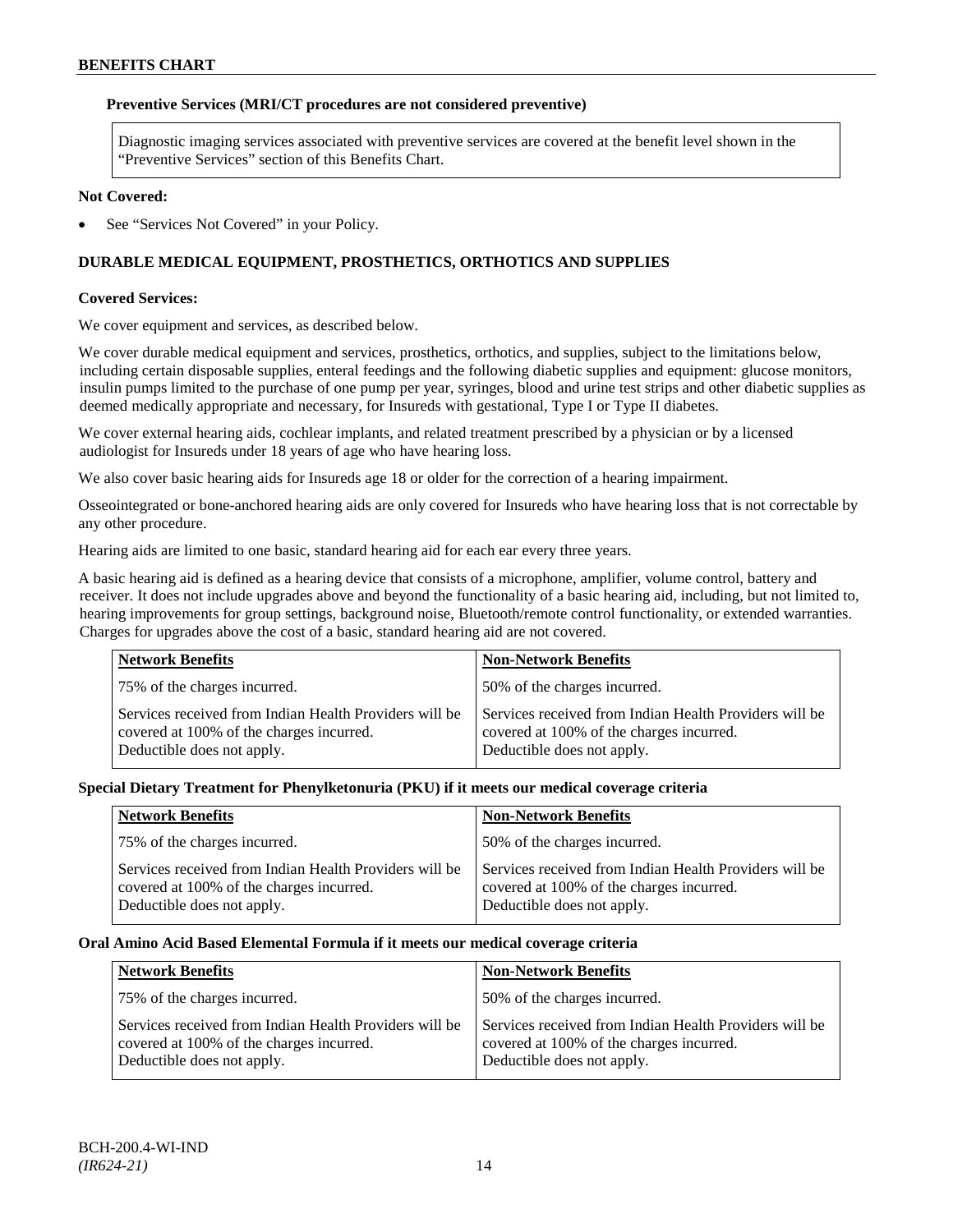**Preventive Services (MRI/CT procedures are not considered preventive)**

Diagnostic imaging services associated with preventive services are covered at the benefit level shown in the "Preventive Services" section of this Benefits Chart.

**Not Covered:**

- See "Services Not Covered" in your Policy.

## DURABLE MEDICAL EQUIPMENT, PROSTHETICS, ORTHOTICS AND SUPPLIES

**Covered Services:**

We cover equipment and services, as described below.

We cover durable medical equipment and services, prosthetics, orthotics, and supplies, subject to the limitations below, including certain disposable supplies, enteral feedings and the following diabetic supplies and equipment: glucose monitors, insulin pumps limited to the purchase of one pump per year, syringes, blood and urine test strips and other diabetic supplies as deemed medically appropriate and necessary, for Insureds with gestational, Type I or Type II diabetes.

We cover external hearing aids, cochlear implants, and related treatment prescribed by a physician or by a licensed audiologist for Insureds under 18 years of age who have hearing loss.

We also cover basic hearing aids for Insureds age 18 or older for the correction of a hearing impairment.

Osseointegrated or bone-anchored hearing aids are only covered for Insureds who have hearing loss that is not correctable by any other procedure.

Hearing aids are limited to one basic, standard hearing aid for each ear every three years.

A basic hearing aid is defined as a hearing device that consists of a microphone, amplifier, volume control, battery and receiver. It does not include upgrades above and beyond the functionality of a basic hearing aid, including, but not limited to, hearing improvements for group settings, background noise, Bluetooth/remote control functionality, or extended warranties. Charges for upgrades above the cost of a basic, standard hearing aid are not covered.

| Network Benefits | Non-Network Benefits |
|---|---|
| 75% of the charges incurred. | 50% of the charges incurred. |
| Services received from Indian Health Providers will be covered at 100% of the charges incurred. Deductible does not apply. | Services received from Indian Health Providers will be covered at 100% of the charges incurred. Deductible does not apply. |

**Special Dietary Treatment for Phenylketonuria (PKU) if it meets our medical coverage criteria**

| Network Benefits | Non-Network Benefits |
|---|---|
| 75% of the charges incurred. | 50% of the charges incurred. |
| Services received from Indian Health Providers will be covered at 100% of the charges incurred. Deductible does not apply. | Services received from Indian Health Providers will be covered at 100% of the charges incurred. Deductible does not apply. |

**Oral Amino Acid Based Elemental Formula if it meets our medical coverage criteria**

| Network Benefits | Non-Network Benefits |
|---|---|
| 75% of the charges incurred. | 50% of the charges incurred. |
| Services received from Indian Health Providers will be covered at 100% of the charges incurred. Deductible does not apply. | Services received from Indian Health Providers will be covered at 100% of the charges incurred. Deductible does not apply. |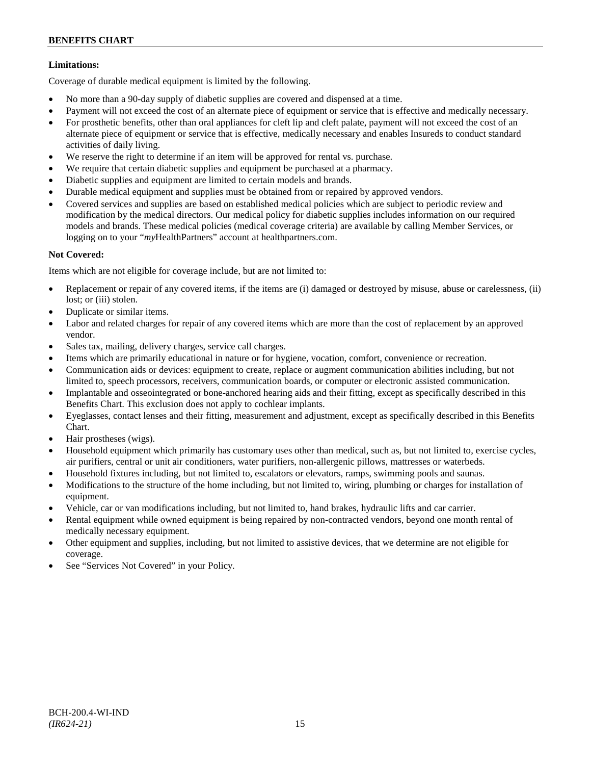**Limitations:**

Coverage of durable medical equipment is limited by the following.

- No more than a 90-day supply of diabetic supplies are covered and dispensed at a time.
- Payment will not exceed the cost of an alternate piece of equipment or service that is effective and medically necessary.
- For prosthetic benefits, other than oral appliances for cleft lip and cleft palate, payment will not exceed the cost of an alternate piece of equipment or service that is effective, medically necessary and enables Insureds to conduct standard activities of daily living.
- We reserve the right to determine if an item will be approved for rental vs. purchase.
- We require that certain diabetic supplies and equipment be purchased at a pharmacy.
- Diabetic supplies and equipment are limited to certain models and brands.
- Durable medical equipment and supplies must be obtained from or repaired by approved vendors.
- Covered services and supplies are based on established medical policies which are subject to periodic review and modification by the medical directors. Our medical policy for diabetic supplies includes information on our required models and brands. These medical policies (medical coverage criteria) are available by calling Member Services, or logging on to your "*my*HealthPartners" account at healthpartners.com.

**Not Covered:**

Items which are not eligible for coverage include, but are not limited to:

- Replacement or repair of any covered items, if the items are (i) damaged or destroyed by misuse, abuse or carelessness, (ii) lost; or (iii) stolen.
- Duplicate or similar items.
- Labor and related charges for repair of any covered items which are more than the cost of replacement by an approved vendor.
- Sales tax, mailing, delivery charges, service call charges.
- Items which are primarily educational in nature or for hygiene, vocation, comfort, convenience or recreation.
- Communication aids or devices: equipment to create, replace or augment communication abilities including, but not limited to, speech processors, receivers, communication boards, or computer or electronic assisted communication.
- Implantable and osseointegrated or bone-anchored hearing aids and their fitting, except as specifically described in this Benefits Chart. This exclusion does not apply to cochlear implants.
- Eyeglasses, contact lenses and their fitting, measurement and adjustment, except as specifically described in this Benefits Chart.
- Hair prostheses (wigs).
- Household equipment which primarily has customary uses other than medical, such as, but not limited to, exercise cycles, air purifiers, central or unit air conditioners, water purifiers, non-allergenic pillows, mattresses or waterbeds.
- Household fixtures including, but not limited to, escalators or elevators, ramps, swimming pools and saunas.
- Modifications to the structure of the home including, but not limited to, wiring, plumbing or charges for installation of equipment.
- Vehicle, car or van modifications including, but not limited to, hand brakes, hydraulic lifts and car carrier.
- Rental equipment while owned equipment is being repaired by non-contracted vendors, beyond one month rental of medically necessary equipment.
- Other equipment and supplies, including, but not limited to assistive devices, that we determine are not eligible for coverage.
- See "Services Not Covered" in your Policy.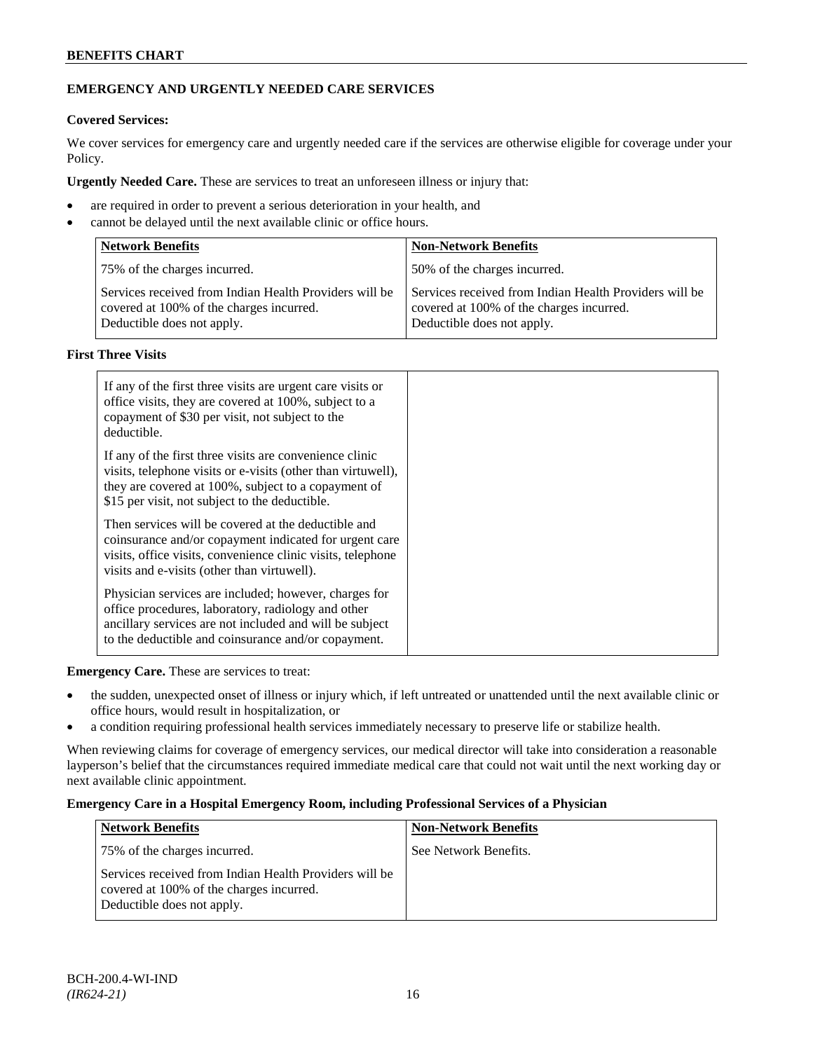**EMERGENCY AND URGENTLY NEEDED CARE SERVICES**

**Covered Services:**

We cover services for emergency care and urgently needed care if the services are otherwise eligible for coverage under your Policy.

**Urgently Needed Care.** These are services to treat an unforeseen illness or injury that:

- are required in order to prevent a serious deterioration in your health, and
- cannot be delayed until the next available clinic or office hours.

| Network Benefits | Non-Network Benefits |
| --- | --- |
| 75% of the charges incurred. | 50% of the charges incurred. |
| Services received from Indian Health Providers will be covered at 100% of the charges incurred. Deductible does not apply. | Services received from Indian Health Providers will be covered at 100% of the charges incurred. Deductible does not apply. |

**First Three Visits**

| | |
| --- | --- |
| If any of the first three visits are urgent care visits or office visits, they are covered at 100%, subject to a copayment of $30 per visit, not subject to the deductible. | |
| If any of the first three visits are convenience clinic visits, telephone visits or e-visits (other than virtuwell), they are covered at 100%, subject to a copayment of $15 per visit, not subject to the deductible. | |
| Then services will be covered at the deductible and coinsurance and/or copayment indicated for urgent care visits, office visits, convenience clinic visits, telephone visits and e-visits (other than virtuwell). | |
| Physician services are included; however, charges for office procedures, laboratory, radiology and other ancillary services are not included and will be subject to the deductible and coinsurance and/or copayment. | |

**Emergency Care.** These are services to treat:

- the sudden, unexpected onset of illness or injury which, if left untreated or unattended until the next available clinic or office hours, would result in hospitalization, or
- a condition requiring professional health services immediately necessary to preserve life or stabilize health.

When reviewing claims for coverage of emergency services, our medical director will take into consideration a reasonable layperson's belief that the circumstances required immediate medical care that could not wait until the next working day or next available clinic appointment.

**Emergency Care in a Hospital Emergency Room, including Professional Services of a Physician**

| Network Benefits | Non-Network Benefits |
| --- | --- |
| 75% of the charges incurred. | See Network Benefits. |
| Services received from Indian Health Providers will be covered at 100% of the charges incurred. Deductible does not apply. | |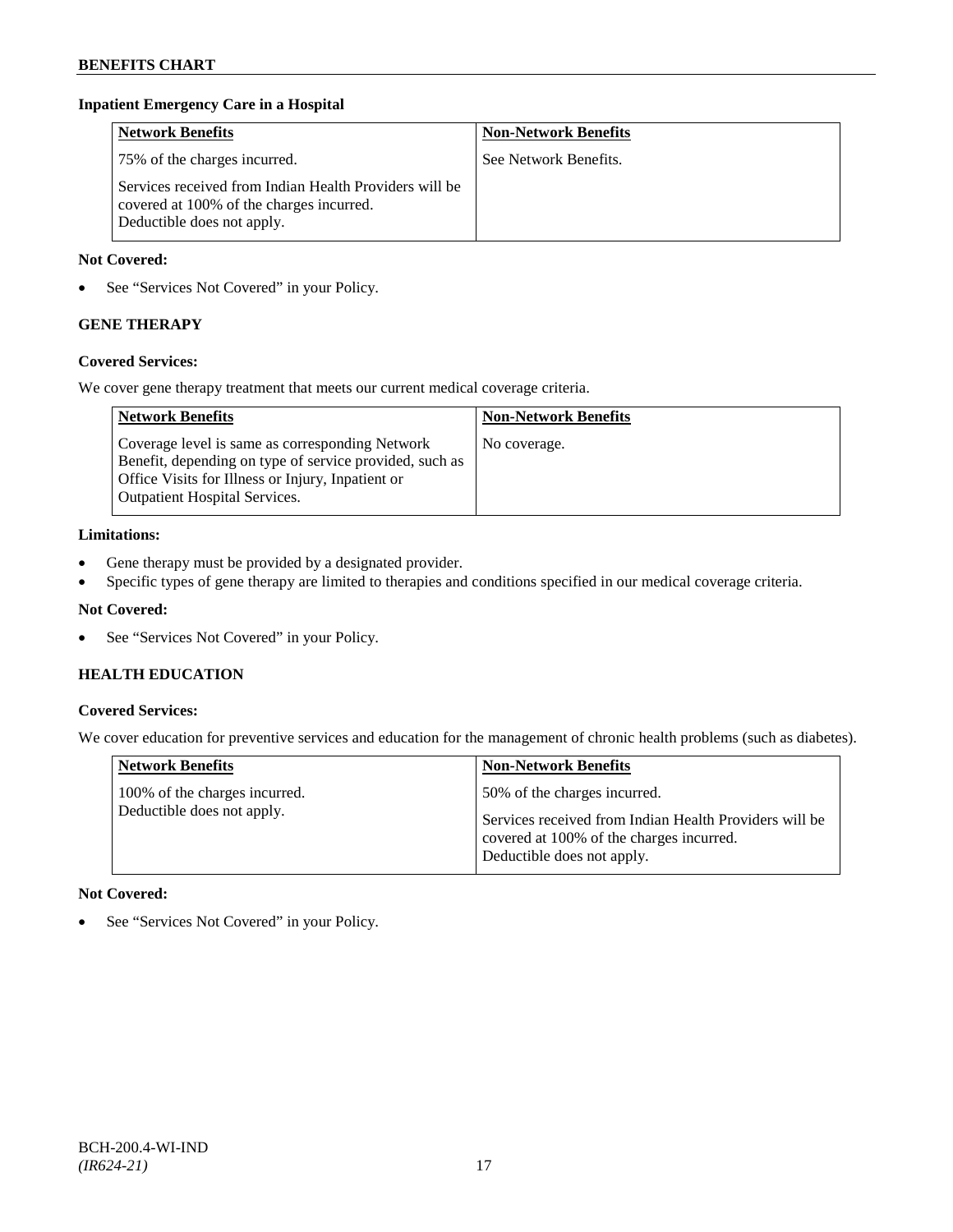### Inpatient Emergency Care in a Hospital

| Network Benefits | Non-Network Benefits |
|---|---|
| 75% of the charges incurred.<br><br>Services received from Indian Health Providers will be covered at 100% of the charges incurred. Deductible does not apply. | See Network Benefits. |

**Not Covered:**

- See "Services Not Covered" in your Policy.

## GENE THERAPY

**Covered Services:**

We cover gene therapy treatment that meets our current medical coverage criteria.

| Network Benefits | Non-Network Benefits |
|---|---|
| Coverage level is same as corresponding Network Benefit, depending on type of service provided, such as Office Visits for Illness or Injury, Inpatient or Outpatient Hospital Services. | No coverage. |

**Limitations:**

- Gene therapy must be provided by a designated provider.
- Specific types of gene therapy are limited to therapies and conditions specified in our medical coverage criteria.

**Not Covered:**

- See "Services Not Covered" in your Policy.

## HEALTH EDUCATION

**Covered Services:**

We cover education for preventive services and education for the management of chronic health problems (such as diabetes).

| Network Benefits | Non-Network Benefits |
|---|---|
| 100% of the charges incurred.<br>Deductible does not apply. | 50% of the charges incurred.<br><br>Services received from Indian Health Providers will be covered at 100% of the charges incurred. Deductible does not apply. |

**Not Covered:**

- See "Services Not Covered" in your Policy.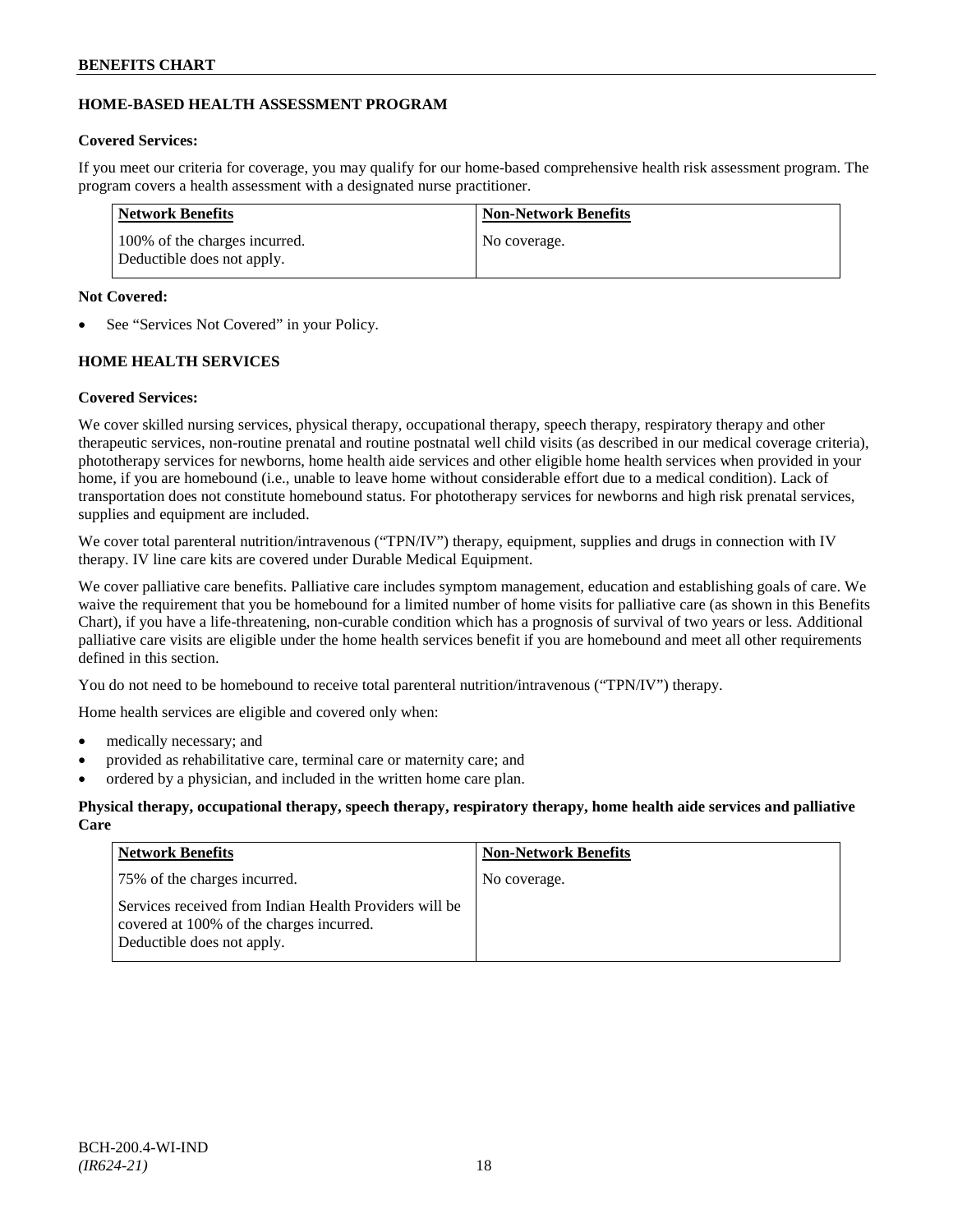## HOME-BASED HEALTH ASSESSMENT PROGRAM

**Covered Services:**

If you meet our criteria for coverage, you may qualify for our home-based comprehensive health risk assessment program. The program covers a health assessment with a designated nurse practitioner.

| Network Benefits | Non-Network Benefits |
|---|---|
| 100% of the charges incurred. Deductible does not apply. | No coverage. |

**Not Covered:**

- See "Services Not Covered" in your Policy.

## HOME HEALTH SERVICES

**Covered Services:**

We cover skilled nursing services, physical therapy, occupational therapy, speech therapy, respiratory therapy and other therapeutic services, non-routine prenatal and routine postnatal well child visits (as described in our medical coverage criteria), phototherapy services for newborns, home health aide services and other eligible home health services when provided in your home, if you are homebound (i.e., unable to leave home without considerable effort due to a medical condition). Lack of transportation does not constitute homebound status. For phototherapy services for newborns and high risk prenatal services, supplies and equipment are included.

We cover total parenteral nutrition/intravenous ("TPN/IV") therapy, equipment, supplies and drugs in connection with IV therapy. IV line care kits are covered under Durable Medical Equipment.

We cover palliative care benefits. Palliative care includes symptom management, education and establishing goals of care. We waive the requirement that you be homebound for a limited number of home visits for palliative care (as shown in this Benefits Chart), if you have a life-threatening, non-curable condition which has a prognosis of survival of two years or less. Additional palliative care visits are eligible under the home health services benefit if you are homebound and meet all other requirements defined in this section.

You do not need to be homebound to receive total parenteral nutrition/intravenous ("TPN/IV") therapy.

Home health services are eligible and covered only when:

- medically necessary; and
- provided as rehabilitative care, terminal care or maternity care; and
- ordered by a physician, and included in the written home care plan.

**Physical therapy, occupational therapy, speech therapy, respiratory therapy, home health aide services and palliative Care**

| Network Benefits | Non-Network Benefits |
|---|---|
| 75% of the charges incurred.<br><br>Services received from Indian Health Providers will be covered at 100% of the charges incurred. Deductible does not apply. | No coverage. |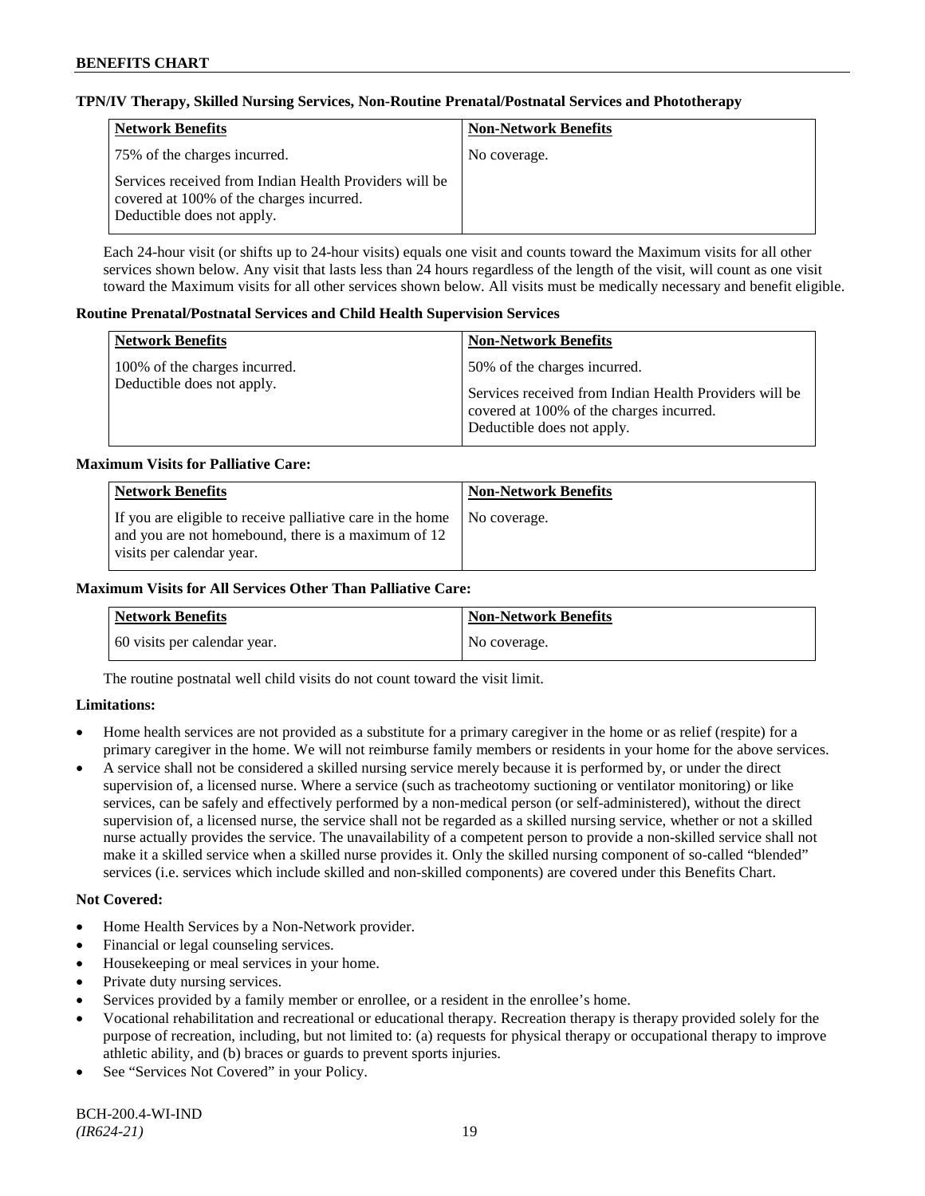**TPN/IV Therapy, Skilled Nursing Services, Non-Routine Prenatal/Postnatal Services and Phototherapy**

| Network Benefits | Non-Network Benefits |
|---|---|
| 75% of the charges incurred.<br><br>Services received from Indian Health Providers will be covered at 100% of the charges incurred. Deductible does not apply. | No coverage. |

Each 24-hour visit (or shifts up to 24-hour visits) equals one visit and counts toward the Maximum visits for all other services shown below. Any visit that lasts less than 24 hours regardless of the length of the visit, will count as one visit toward the Maximum visits for all other services shown below. All visits must be medically necessary and benefit eligible.

**Routine Prenatal/Postnatal Services and Child Health Supervision Services**

| Network Benefits | Non-Network Benefits |
|---|---|
| 100% of the charges incurred. Deductible does not apply. | 50% of the charges incurred.<br><br>Services received from Indian Health Providers will be covered at 100% of the charges incurred. Deductible does not apply. |

**Maximum Visits for Palliative Care:**

| Network Benefits | Non-Network Benefits |
|---|---|
| If you are eligible to receive palliative care in the home and you are not homebound, there is a maximum of 12 visits per calendar year. | No coverage. |

**Maximum Visits for All Services Other Than Palliative Care:**

| Network Benefits | Non-Network Benefits |
|---|---|
| 60 visits per calendar year. | No coverage. |

The routine postnatal well child visits do not count toward the visit limit.

**Limitations:**

- Home health services are not provided as a substitute for a primary caregiver in the home or as relief (respite) for a primary caregiver in the home. We will not reimburse family members or residents in your home for the above services.
- A service shall not be considered a skilled nursing service merely because it is performed by, or under the direct supervision of, a licensed nurse. Where a service (such as tracheotomy suctioning or ventilator monitoring) or like services, can be safely and effectively performed by a non-medical person (or self-administered), without the direct supervision of, a licensed nurse, the service shall not be regarded as a skilled nursing service, whether or not a skilled nurse actually provides the service. The unavailability of a competent person to provide a non-skilled service shall not make it a skilled service when a skilled nurse provides it. Only the skilled nursing component of so-called "blended" services (i.e. services which include skilled and non-skilled components) are covered under this Benefits Chart.

**Not Covered:**

- Home Health Services by a Non-Network provider.
- Financial or legal counseling services.
- Housekeeping or meal services in your home.
- Private duty nursing services.
- Services provided by a family member or enrollee, or a resident in the enrollee's home.
- Vocational rehabilitation and recreational or educational therapy. Recreation therapy is therapy provided solely for the purpose of recreation, including, but not limited to: (a) requests for physical therapy or occupational therapy to improve athletic ability, and (b) braces or guards to prevent sports injuries.
- See "Services Not Covered" in your Policy.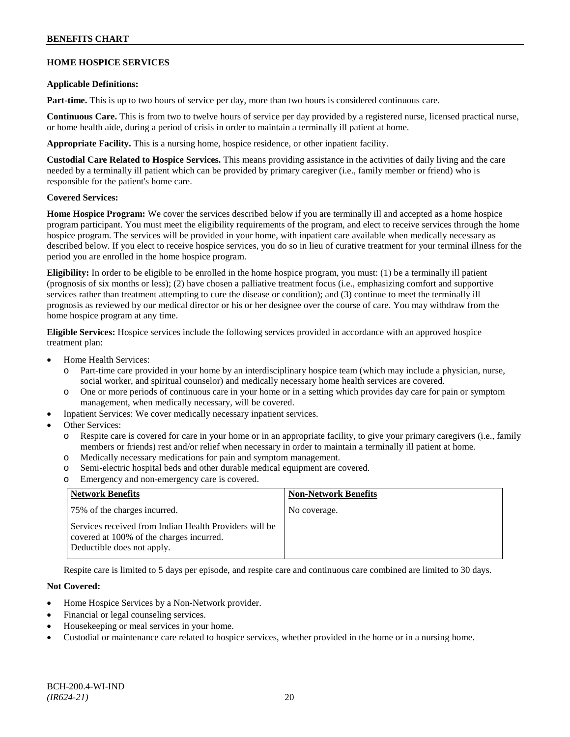## HOME HOSPICE SERVICES

**Applicable Definitions:**

**Part-time.** This is up to two hours of service per day, more than two hours is considered continuous care.

**Continuous Care.** This is from two to twelve hours of service per day provided by a registered nurse, licensed practical nurse, or home health aide, during a period of crisis in order to maintain a terminally ill patient at home.

**Appropriate Facility.** This is a nursing home, hospice residence, or other inpatient facility.

**Custodial Care Related to Hospice Services.** This means providing assistance in the activities of daily living and the care needed by a terminally ill patient which can be provided by primary caregiver (i.e., family member or friend) who is responsible for the patient's home care.

**Covered Services:**

**Home Hospice Program:** We cover the services described below if you are terminally ill and accepted as a home hospice program participant. You must meet the eligibility requirements of the program, and elect to receive services through the home hospice program. The services will be provided in your home, with inpatient care available when medically necessary as described below. If you elect to receive hospice services, you do so in lieu of curative treatment for your terminal illness for the period you are enrolled in the home hospice program.

**Eligibility:** In order to be eligible to be enrolled in the home hospice program, you must: (1) be a terminally ill patient (prognosis of six months or less); (2) have chosen a palliative treatment focus (i.e., emphasizing comfort and supportive services rather than treatment attempting to cure the disease or condition); and (3) continue to meet the terminally ill prognosis as reviewed by our medical director or his or her designee over the course of care. You may withdraw from the home hospice program at any time.

**Eligible Services:** Hospice services include the following services provided in accordance with an approved hospice treatment plan:

- Home Health Services:
  - Part-time care provided in your home by an interdisciplinary hospice team (which may include a physician, nurse, social worker, and spiritual counselor) and medically necessary home health services are covered.
  - One or more periods of continuous care in your home or in a setting which provides day care for pain or symptom management, when medically necessary, will be covered.
- Inpatient Services: We cover medically necessary inpatient services.
- Other Services:
  - Respite care is covered for care in your home or in an appropriate facility, to give your primary caregivers (i.e., family members or friends) rest and/or relief when necessary in order to maintain a terminally ill patient at home.
  - Medically necessary medications for pain and symptom management.
  - Semi-electric hospital beds and other durable medical equipment are covered.
  - Emergency and non-emergency care is covered.

| **Network Benefits** | **Non-Network Benefits** |
|---|---|
| 75% of the charges incurred.<br><br>Services received from Indian Health Providers will be covered at 100% of the charges incurred. Deductible does not apply. | No coverage. |

Respite care is limited to 5 days per episode, and respite care and continuous care combined are limited to 30 days.

**Not Covered:**

- Home Hospice Services by a Non-Network provider.
- Financial or legal counseling services.
- Housekeeping or meal services in your home.
- Custodial or maintenance care related to hospice services, whether provided in the home or in a nursing home.

BCH-200.4-WI-IND
*(IR624-21)*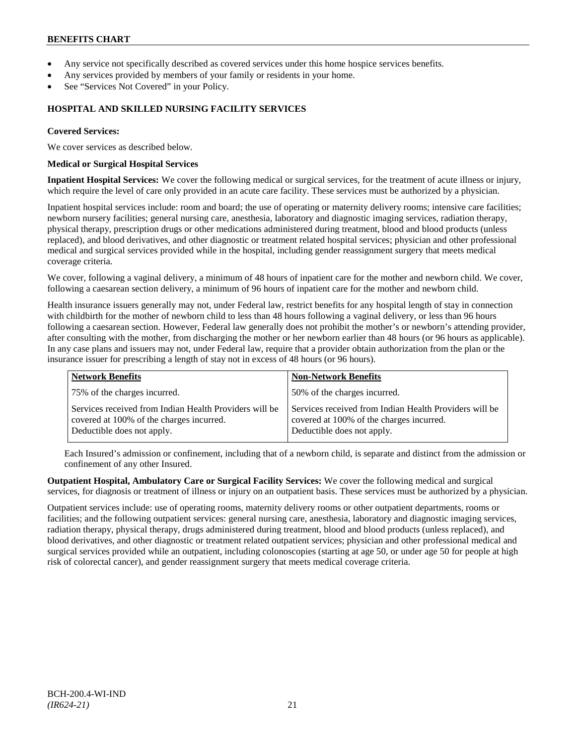- Any service not specifically described as covered services under this home hospice services benefits.
- Any services provided by members of your family or residents in your home.
- See "Services Not Covered" in your Policy.

## HOSPITAL AND SKILLED NURSING FACILITY SERVICES

**Covered Services:**

We cover services as described below.

**Medical or Surgical Hospital Services**

**Inpatient Hospital Services:** We cover the following medical or surgical services, for the treatment of acute illness or injury, which require the level of care only provided in an acute care facility. These services must be authorized by a physician.

Inpatient hospital services include: room and board; the use of operating or maternity delivery rooms; intensive care facilities; newborn nursery facilities; general nursing care, anesthesia, laboratory and diagnostic imaging services, radiation therapy, physical therapy, prescription drugs or other medications administered during treatment, blood and blood products (unless replaced), and blood derivatives, and other diagnostic or treatment related hospital services; physician and other professional medical and surgical services provided while in the hospital, including gender reassignment surgery that meets medical coverage criteria.

We cover, following a vaginal delivery, a minimum of 48 hours of inpatient care for the mother and newborn child. We cover, following a caesarean section delivery, a minimum of 96 hours of inpatient care for the mother and newborn child.

Health insurance issuers generally may not, under Federal law, restrict benefits for any hospital length of stay in connection with childbirth for the mother of newborn child to less than 48 hours following a vaginal delivery, or less than 96 hours following a caesarean section. However, Federal law generally does not prohibit the mother's or newborn's attending provider, after consulting with the mother, from discharging the mother or her newborn earlier than 48 hours (or 96 hours as applicable). In any case plans and issuers may not, under Federal law, require that a provider obtain authorization from the plan or the insurance issuer for prescribing a length of stay not in excess of 48 hours (or 96 hours).

| Network Benefits | Non-Network Benefits |
|---|---|
| 75% of the charges incurred. | 50% of the charges incurred. |
| Services received from Indian Health Providers will be covered at 100% of the charges incurred. Deductible does not apply. | Services received from Indian Health Providers will be covered at 100% of the charges incurred. Deductible does not apply. |

Each Insured's admission or confinement, including that of a newborn child, is separate and distinct from the admission or confinement of any other Insured.

**Outpatient Hospital, Ambulatory Care or Surgical Facility Services:** We cover the following medical and surgical services, for diagnosis or treatment of illness or injury on an outpatient basis. These services must be authorized by a physician.

Outpatient services include: use of operating rooms, maternity delivery rooms or other outpatient departments, rooms or facilities; and the following outpatient services: general nursing care, anesthesia, laboratory and diagnostic imaging services, radiation therapy, physical therapy, drugs administered during treatment, blood and blood products (unless replaced), and blood derivatives, and other diagnostic or treatment related outpatient services; physician and other professional medical and surgical services provided while an outpatient, including colonoscopies (starting at age 50, or under age 50 for people at high risk of colorectal cancer), and gender reassignment surgery that meets medical coverage criteria.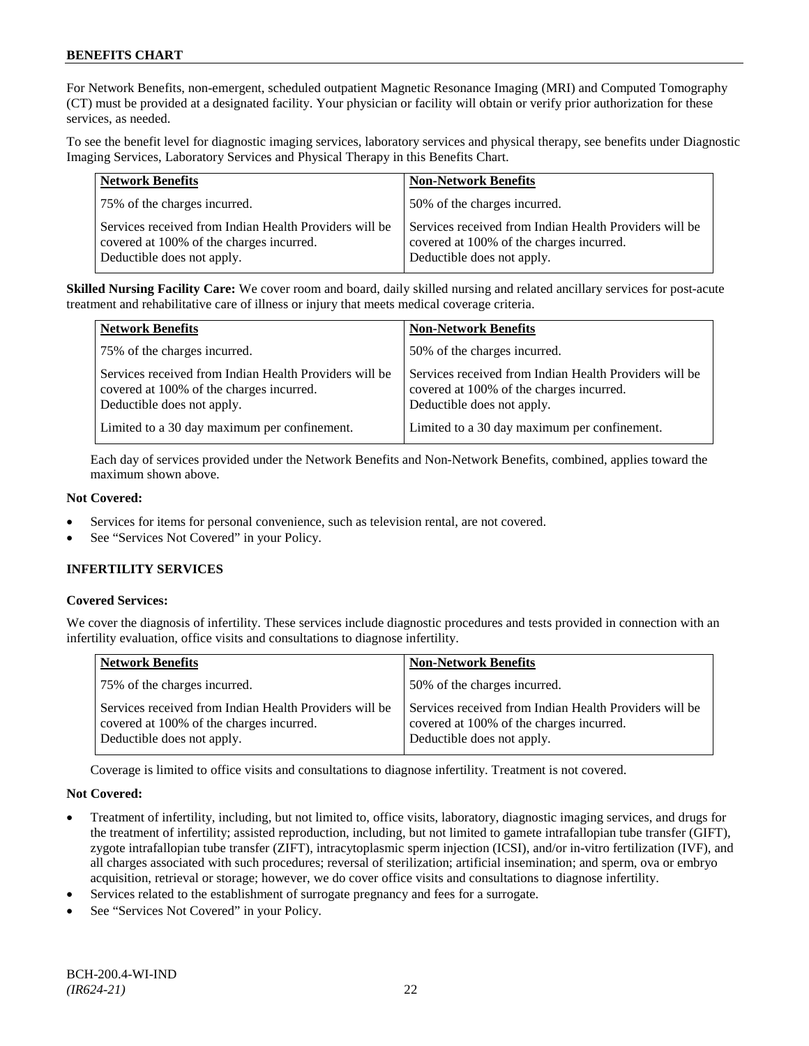For Network Benefits, non-emergent, scheduled outpatient Magnetic Resonance Imaging (MRI) and Computed Tomography (CT) must be provided at a designated facility. Your physician or facility will obtain or verify prior authorization for these services, as needed.

To see the benefit level for diagnostic imaging services, laboratory services and physical therapy, see benefits under Diagnostic Imaging Services, Laboratory Services and Physical Therapy in this Benefits Chart.

| Network Benefits | Non-Network Benefits |
|---|---|
| 75% of the charges incurred. | 50% of the charges incurred. |
| Services received from Indian Health Providers will be covered at 100% of the charges incurred. Deductible does not apply. | Services received from Indian Health Providers will be covered at 100% of the charges incurred. Deductible does not apply. |

**Skilled Nursing Facility Care:** We cover room and board, daily skilled nursing and related ancillary services for post-acute treatment and rehabilitative care of illness or injury that meets medical coverage criteria.

| Network Benefits | Non-Network Benefits |
|---|---|
| 75% of the charges incurred. | 50% of the charges incurred. |
| Services received from Indian Health Providers will be covered at 100% of the charges incurred. Deductible does not apply. | Services received from Indian Health Providers will be covered at 100% of the charges incurred. Deductible does not apply. |
| Limited to a 30 day maximum per confinement. | Limited to a 30 day maximum per confinement. |

Each day of services provided under the Network Benefits and Non-Network Benefits, combined, applies toward the maximum shown above.

**Not Covered:**

- Services for items for personal convenience, such as television rental, are not covered.
- See "Services Not Covered" in your Policy.

### INFERTILITY SERVICES

**Covered Services:**

We cover the diagnosis of infertility. These services include diagnostic procedures and tests provided in connection with an infertility evaluation, office visits and consultations to diagnose infertility.

| Network Benefits | Non-Network Benefits |
|---|---|
| 75% of the charges incurred. | 50% of the charges incurred. |
| Services received from Indian Health Providers will be covered at 100% of the charges incurred. Deductible does not apply. | Services received from Indian Health Providers will be covered at 100% of the charges incurred. Deductible does not apply. |

Coverage is limited to office visits and consultations to diagnose infertility. Treatment is not covered.

**Not Covered:**

- Treatment of infertility, including, but not limited to, office visits, laboratory, diagnostic imaging services, and drugs for the treatment of infertility; assisted reproduction, including, but not limited to gamete intrafallopian tube transfer (GIFT), zygote intrafallopian tube transfer (ZIFT), intracytoplasmic sperm injection (ICSI), and/or in-vitro fertilization (IVF), and all charges associated with such procedures; reversal of sterilization; artificial insemination; and sperm, ova or embryo acquisition, retrieval or storage; however, we do cover office visits and consultations to diagnose infertility.
- Services related to the establishment of surrogate pregnancy and fees for a surrogate.
- See "Services Not Covered" in your Policy.

BCH-200.4-WI-IND
*(IR624-21)*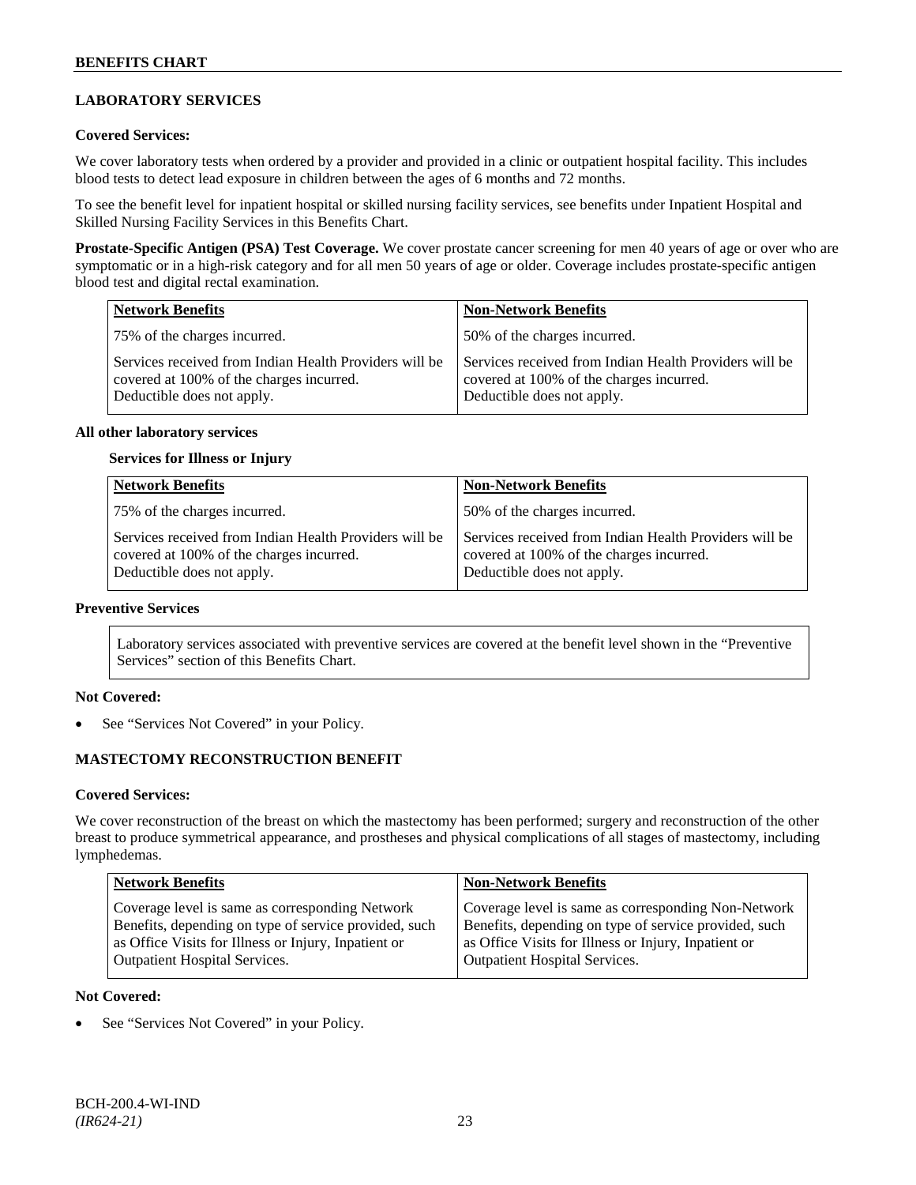## LABORATORY SERVICES

### Covered Services:

We cover laboratory tests when ordered by a provider and provided in a clinic or outpatient hospital facility. This includes blood tests to detect lead exposure in children between the ages of 6 months and 72 months.

To see the benefit level for inpatient hospital or skilled nursing facility services, see benefits under Inpatient Hospital and Skilled Nursing Facility Services in this Benefits Chart.

**Prostate-Specific Antigen (PSA) Test Coverage.** We cover prostate cancer screening for men 40 years of age or over who are symptomatic or in a high-risk category and for all men 50 years of age or older. Coverage includes prostate-specific antigen blood test and digital rectal examination.

| Network Benefits | Non-Network Benefits |
|---|---|
| 75% of the charges incurred. | 50% of the charges incurred. |
| Services received from Indian Health Providers will be covered at 100% of the charges incurred. Deductible does not apply. | Services received from Indian Health Providers will be covered at 100% of the charges incurred. Deductible does not apply. |

**All other laboratory services**

**Services for Illness or Injury**

| Network Benefits | Non-Network Benefits |
|---|---|
| 75% of the charges incurred. | 50% of the charges incurred. |
| Services received from Indian Health Providers will be covered at 100% of the charges incurred. Deductible does not apply. | Services received from Indian Health Providers will be covered at 100% of the charges incurred. Deductible does not apply. |

**Preventive Services**

Laboratory services associated with preventive services are covered at the benefit level shown in the "Preventive Services" section of this Benefits Chart.

### Not Covered:

- See "Services Not Covered" in your Policy.

## MASTECTOMY RECONSTRUCTION BENEFIT

### Covered Services:

We cover reconstruction of the breast on which the mastectomy has been performed; surgery and reconstruction of the other breast to produce symmetrical appearance, and prostheses and physical complications of all stages of mastectomy, including lymphedemas.

| Network Benefits | Non-Network Benefits |
|---|---|
| Coverage level is same as corresponding Network Benefits, depending on type of service provided, such as Office Visits for Illness or Injury, Inpatient or Outpatient Hospital Services. | Coverage level is same as corresponding Non-Network Benefits, depending on type of service provided, such as Office Visits for Illness or Injury, Inpatient or Outpatient Hospital Services. |

### Not Covered:

- See "Services Not Covered" in your Policy.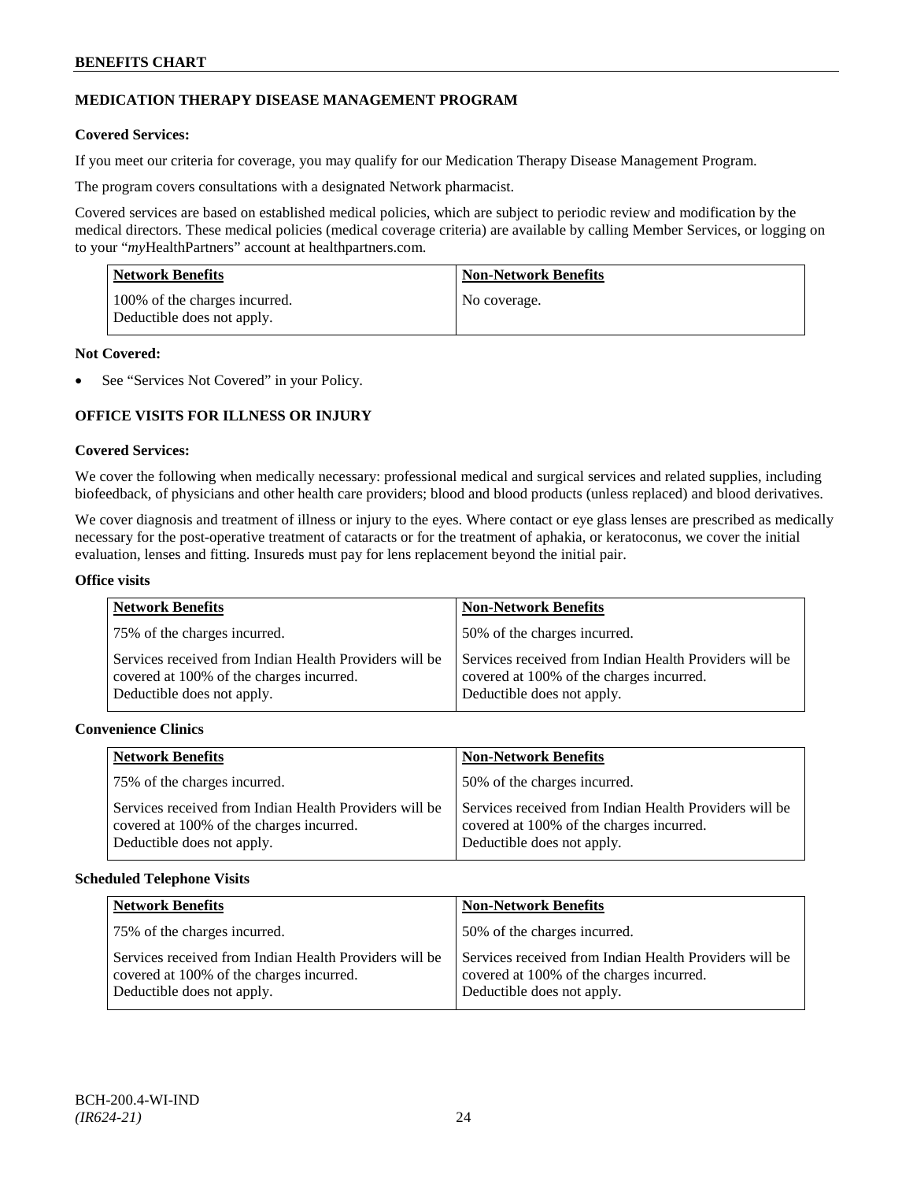## MEDICATION THERAPY DISEASE MANAGEMENT PROGRAM

**Covered Services:**

If you meet our criteria for coverage, you may qualify for our Medication Therapy Disease Management Program.

The program covers consultations with a designated Network pharmacist.

Covered services are based on established medical policies, which are subject to periodic review and modification by the medical directors. These medical policies (medical coverage criteria) are available by calling Member Services, or logging on to your "*my*HealthPartners" account at healthpartners.com.

| Network Benefits | Non-Network Benefits |
|---|---|
| 100% of the charges incurred. Deductible does not apply. | No coverage. |

**Not Covered:**

- See "Services Not Covered" in your Policy.

## OFFICE VISITS FOR ILLNESS OR INJURY

**Covered Services:**

We cover the following when medically necessary: professional medical and surgical services and related supplies, including biofeedback, of physicians and other health care providers; blood and blood products (unless replaced) and blood derivatives.

We cover diagnosis and treatment of illness or injury to the eyes. Where contact or eye glass lenses are prescribed as medically necessary for the post-operative treatment of cataracts or for the treatment of aphakia, or keratoconus, we cover the initial evaluation, lenses and fitting. Insureds must pay for lens replacement beyond the initial pair.

**Office visits**

| Network Benefits | Non-Network Benefits |
|---|---|
| 75% of the charges incurred. | 50% of the charges incurred. |
| Services received from Indian Health Providers will be covered at 100% of the charges incurred. Deductible does not apply. | Services received from Indian Health Providers will be covered at 100% of the charges incurred. Deductible does not apply. |

**Convenience Clinics**

| Network Benefits | Non-Network Benefits |
|---|---|
| 75% of the charges incurred. | 50% of the charges incurred. |
| Services received from Indian Health Providers will be covered at 100% of the charges incurred. Deductible does not apply. | Services received from Indian Health Providers will be covered at 100% of the charges incurred. Deductible does not apply. |

**Scheduled Telephone Visits**

| Network Benefits | Non-Network Benefits |
|---|---|
| 75% of the charges incurred. | 50% of the charges incurred. |
| Services received from Indian Health Providers will be covered at 100% of the charges incurred. Deductible does not apply. | Services received from Indian Health Providers will be covered at 100% of the charges incurred. Deductible does not apply. |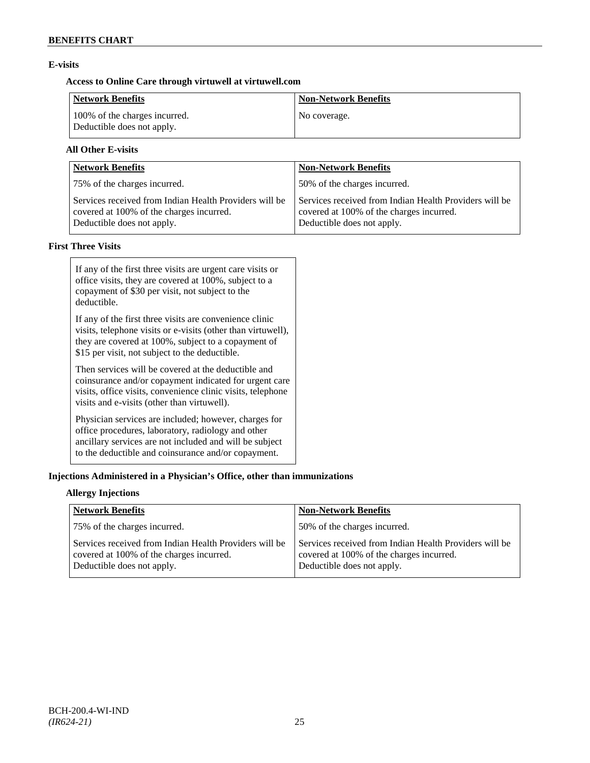### E-visits

#### Access to Online Care through virtuwell at virtuwell.com

| Network Benefits | Non-Network Benefits |
|---|---|
| 100% of the charges incurred.<br>Deductible does not apply. | No coverage. |

#### All Other E-visits

| Network Benefits | Non-Network Benefits |
|---|---|
| 75% of the charges incurred. | 50% of the charges incurred. |
| Services received from Indian Health Providers will be covered at 100% of the charges incurred.<br>Deductible does not apply. | Services received from Indian Health Providers will be covered at 100% of the charges incurred.<br>Deductible does not apply. |

### First Three Visits

If any of the first three visits are urgent care visits or office visits, they are covered at 100%, subject to a copayment of $30 per visit, not subject to the deductible.

If any of the first three visits are convenience clinic visits, telephone visits or e-visits (other than virtuwell), they are covered at 100%, subject to a copayment of $15 per visit, not subject to the deductible.

Then services will be covered at the deductible and coinsurance and/or copayment indicated for urgent care visits, office visits, convenience clinic visits, telephone visits and e-visits (other than virtuwell).

Physician services are included; however, charges for office procedures, laboratory, radiology and other ancillary services are not included and will be subject to the deductible and coinsurance and/or copayment.

### Injections Administered in a Physician's Office, other than immunizations

#### Allergy Injections

| Network Benefits | Non-Network Benefits |
|---|---|
| 75% of the charges incurred. | 50% of the charges incurred. |
| Services received from Indian Health Providers will be covered at 100% of the charges incurred.<br>Deductible does not apply. | Services received from Indian Health Providers will be covered at 100% of the charges incurred.<br>Deductible does not apply. |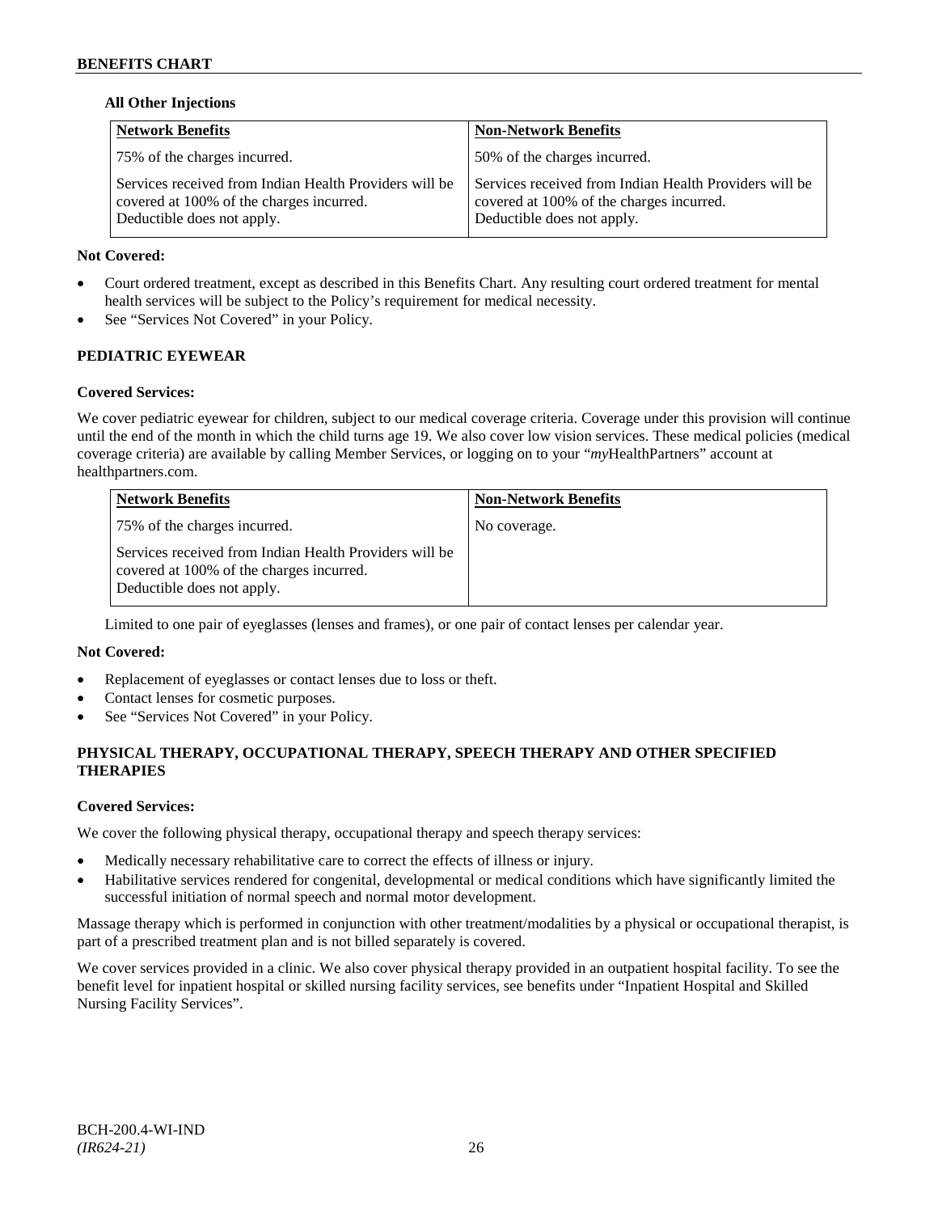**All Other Injections**

| Network Benefits | Non-Network Benefits |
|---|---|
| 75% of the charges incurred.<br><br>Services received from Indian Health Providers will be covered at 100% of the charges incurred. Deductible does not apply. | 50% of the charges incurred.<br><br>Services received from Indian Health Providers will be covered at 100% of the charges incurred. Deductible does not apply. |

**Not Covered:**

- Court ordered treatment, except as described in this Benefits Chart. Any resulting court ordered treatment for mental health services will be subject to the Policy's requirement for medical necessity.
- See "Services Not Covered" in your Policy.

## PEDIATRIC EYEWEAR

**Covered Services:**

We cover pediatric eyewear for children, subject to our medical coverage criteria. Coverage under this provision will continue until the end of the month in which the child turns age 19. We also cover low vision services. These medical policies (medical coverage criteria) are available by calling Member Services, or logging on to your "*my*HealthPartners" account at healthpartners.com.

| Network Benefits | Non-Network Benefits |
|---|---|
| 75% of the charges incurred.<br><br>Services received from Indian Health Providers will be covered at 100% of the charges incurred. Deductible does not apply. | No coverage. |

Limited to one pair of eyeglasses (lenses and frames), or one pair of contact lenses per calendar year.

**Not Covered:**

- Replacement of eyeglasses or contact lenses due to loss or theft.
- Contact lenses for cosmetic purposes.
- See "Services Not Covered" in your Policy.

## PHYSICAL THERAPY, OCCUPATIONAL THERAPY, SPEECH THERAPY AND OTHER SPECIFIED THERAPIES

**Covered Services:**

We cover the following physical therapy, occupational therapy and speech therapy services:

- Medically necessary rehabilitative care to correct the effects of illness or injury.
- Habilitative services rendered for congenital, developmental or medical conditions which have significantly limited the successful initiation of normal speech and normal motor development.

Massage therapy which is performed in conjunction with other treatment/modalities by a physical or occupational therapist, is part of a prescribed treatment plan and is not billed separately is covered.

We cover services provided in a clinic. We also cover physical therapy provided in an outpatient hospital facility. To see the benefit level for inpatient hospital or skilled nursing facility services, see benefits under "Inpatient Hospital and Skilled Nursing Facility Services".

BCH-200.4-WI-IND
*(IR624-21)*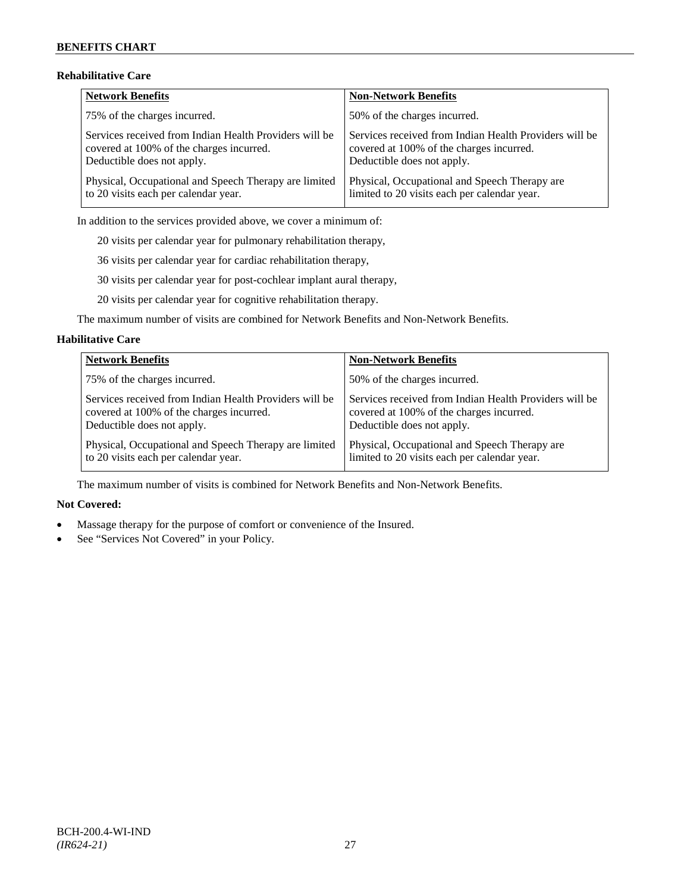### Rehabilitative Care

| Network Benefits | Non-Network Benefits |
| --- | --- |
| 75% of the charges incurred. | 50% of the charges incurred. |
| Services received from Indian Health Providers will be covered at 100% of the charges incurred. Deductible does not apply. | Services received from Indian Health Providers will be covered at 100% of the charges incurred. Deductible does not apply. |
| Physical, Occupational and Speech Therapy are limited to 20 visits each per calendar year. | Physical, Occupational and Speech Therapy are limited to 20 visits each per calendar year. |

In addition to the services provided above, we cover a minimum of:

20 visits per calendar year for pulmonary rehabilitation therapy,

36 visits per calendar year for cardiac rehabilitation therapy,

30 visits per calendar year for post-cochlear implant aural therapy,

20 visits per calendar year for cognitive rehabilitation therapy.

The maximum number of visits are combined for Network Benefits and Non-Network Benefits.

### Habilitative Care

| Network Benefits | Non-Network Benefits |
| --- | --- |
| 75% of the charges incurred. | 50% of the charges incurred. |
| Services received from Indian Health Providers will be covered at 100% of the charges incurred. Deductible does not apply. | Services received from Indian Health Providers will be covered at 100% of the charges incurred. Deductible does not apply. |
| Physical, Occupational and Speech Therapy are limited to 20 visits each per calendar year. | Physical, Occupational and Speech Therapy are limited to 20 visits each per calendar year. |

The maximum number of visits is combined for Network Benefits and Non-Network Benefits.

**Not Covered:**

- Massage therapy for the purpose of comfort or convenience of the Insured.
- See "Services Not Covered" in your Policy.

BCH-200.4-WI-IND
*(IR624-21)*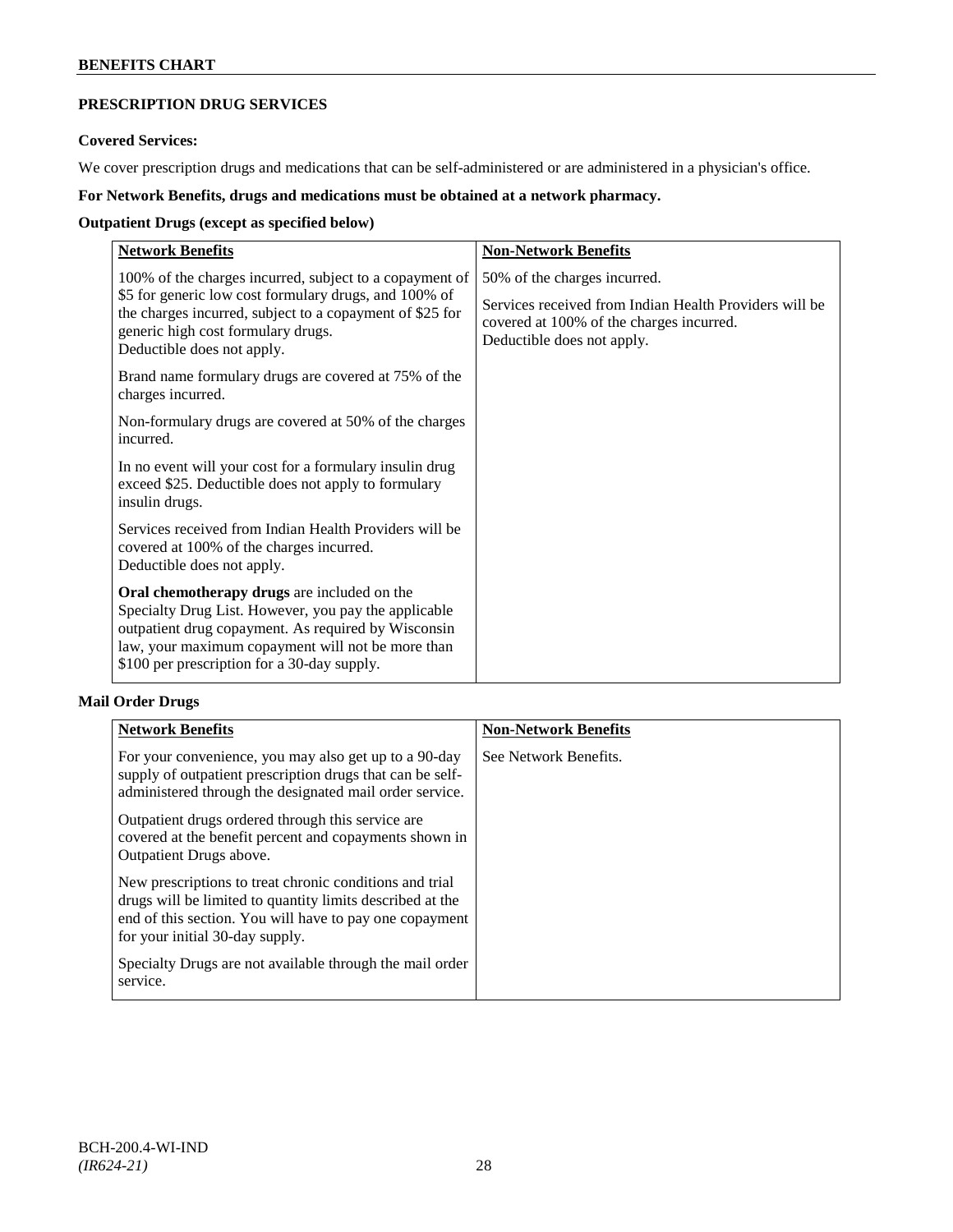## PRESCRIPTION DRUG SERVICES

**Covered Services:**

We cover prescription drugs and medications that can be self-administered or are administered in a physician's office.

**For Network Benefits, drugs and medications must be obtained at a network pharmacy.**

**Outpatient Drugs (except as specified below)**

| Network Benefits | Non-Network Benefits |
|---|---|
| 100% of the charges incurred, subject to a copayment of \$5 for generic low cost formulary drugs, and 100% of the charges incurred, subject to a copayment of \$25 for generic high cost formulary drugs. Deductible does not apply.<br><br>Brand name formulary drugs are covered at 75% of the charges incurred.<br><br>Non-formulary drugs are covered at 50% of the charges incurred.<br><br>In no event will your cost for a formulary insulin drug exceed \$25. Deductible does not apply to formulary insulin drugs.<br><br>Services received from Indian Health Providers will be covered at 100% of the charges incurred. Deductible does not apply.<br><br>**Oral chemotherapy drugs** are included on the Specialty Drug List. However, you pay the applicable outpatient drug copayment. As required by Wisconsin law, your maximum copayment will not be more than \$100 per prescription for a 30-day supply. | 50% of the charges incurred.<br><br>Services received from Indian Health Providers will be covered at 100% of the charges incurred. Deductible does not apply. |

**Mail Order Drugs**

| Network Benefits | Non-Network Benefits |
|---|---|
| For your convenience, you may also get up to a 90-day supply of outpatient prescription drugs that can be self-administered through the designated mail order service.<br><br>Outpatient drugs ordered through this service are covered at the benefit percent and copayments shown in Outpatient Drugs above.<br><br>New prescriptions to treat chronic conditions and trial drugs will be limited to quantity limits described at the end of this section. You will have to pay one copayment for your initial 30-day supply.<br><br>Specialty Drugs are not available through the mail order service. | See Network Benefits. |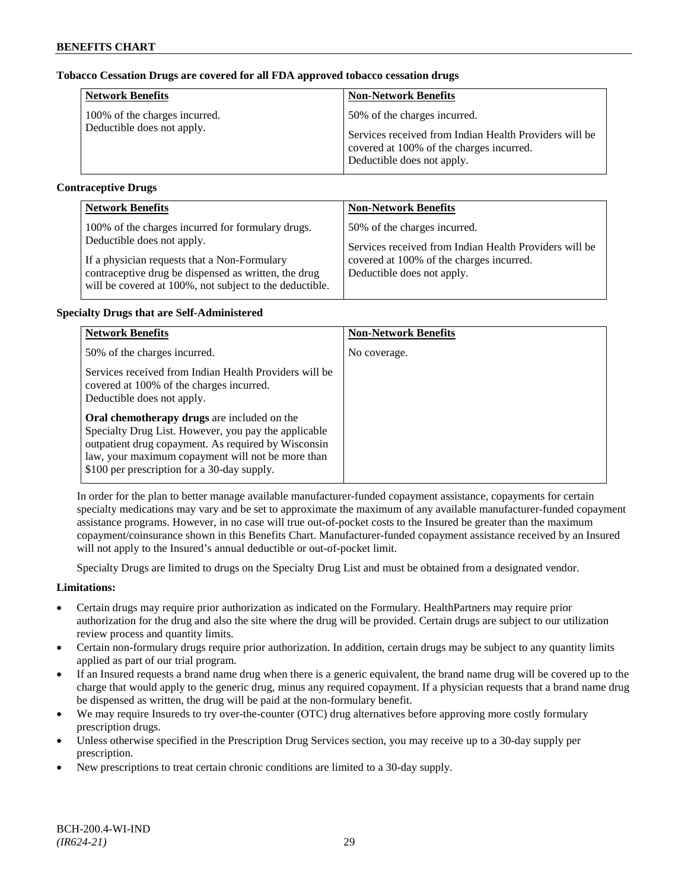**Tobacco Cessation Drugs are covered for all FDA approved tobacco cessation drugs**

| Network Benefits | Non-Network Benefits |
|---|---|
| 100% of the charges incurred.<br>Deductible does not apply. | 50% of the charges incurred.<br><br>Services received from Indian Health Providers will be covered at 100% of the charges incurred.<br>Deductible does not apply. |

**Contraceptive Drugs**

| Network Benefits | Non-Network Benefits |
|---|---|
| 100% of the charges incurred for formulary drugs.<br>Deductible does not apply.<br><br>If a physician requests that a Non-Formulary contraceptive drug be dispensed as written, the drug will be covered at 100%, not subject to the deductible. | 50% of the charges incurred.<br><br>Services received from Indian Health Providers will be covered at 100% of the charges incurred.<br>Deductible does not apply. |

**Specialty Drugs that are Self-Administered**

| Network Benefits | Non-Network Benefits |
|---|---|
| 50% of the charges incurred.<br><br>Services received from Indian Health Providers will be covered at 100% of the charges incurred.<br>Deductible does not apply.<br><br>**Oral chemotherapy drugs** are included on the Specialty Drug List. However, you pay the applicable outpatient drug copayment. As required by Wisconsin law, your maximum copayment will not be more than $100 per prescription for a 30-day supply. | No coverage. |

In order for the plan to better manage available manufacturer-funded copayment assistance, copayments for certain specialty medications may vary and be set to approximate the maximum of any available manufacturer-funded copayment assistance programs. However, in no case will true out-of-pocket costs to the Insured be greater than the maximum copayment/coinsurance shown in this Benefits Chart. Manufacturer-funded copayment assistance received by an Insured will not apply to the Insured's annual deductible or out-of-pocket limit.

Specialty Drugs are limited to drugs on the Specialty Drug List and must be obtained from a designated vendor.

**Limitations:**

- Certain drugs may require prior authorization as indicated on the Formulary. HealthPartners may require prior authorization for the drug and also the site where the drug will be provided. Certain drugs are subject to our utilization review process and quantity limits.
- Certain non-formulary drugs require prior authorization. In addition, certain drugs may be subject to any quantity limits applied as part of our trial program.
- If an Insured requests a brand name drug when there is a generic equivalent, the brand name drug will be covered up to the charge that would apply to the generic drug, minus any required copayment. If a physician requests that a brand name drug be dispensed as written, the drug will be paid at the non-formulary benefit.
- We may require Insureds to try over-the-counter (OTC) drug alternatives before approving more costly formulary prescription drugs.
- Unless otherwise specified in the Prescription Drug Services section, you may receive up to a 30-day supply per prescription.
- New prescriptions to treat certain chronic conditions are limited to a 30-day supply.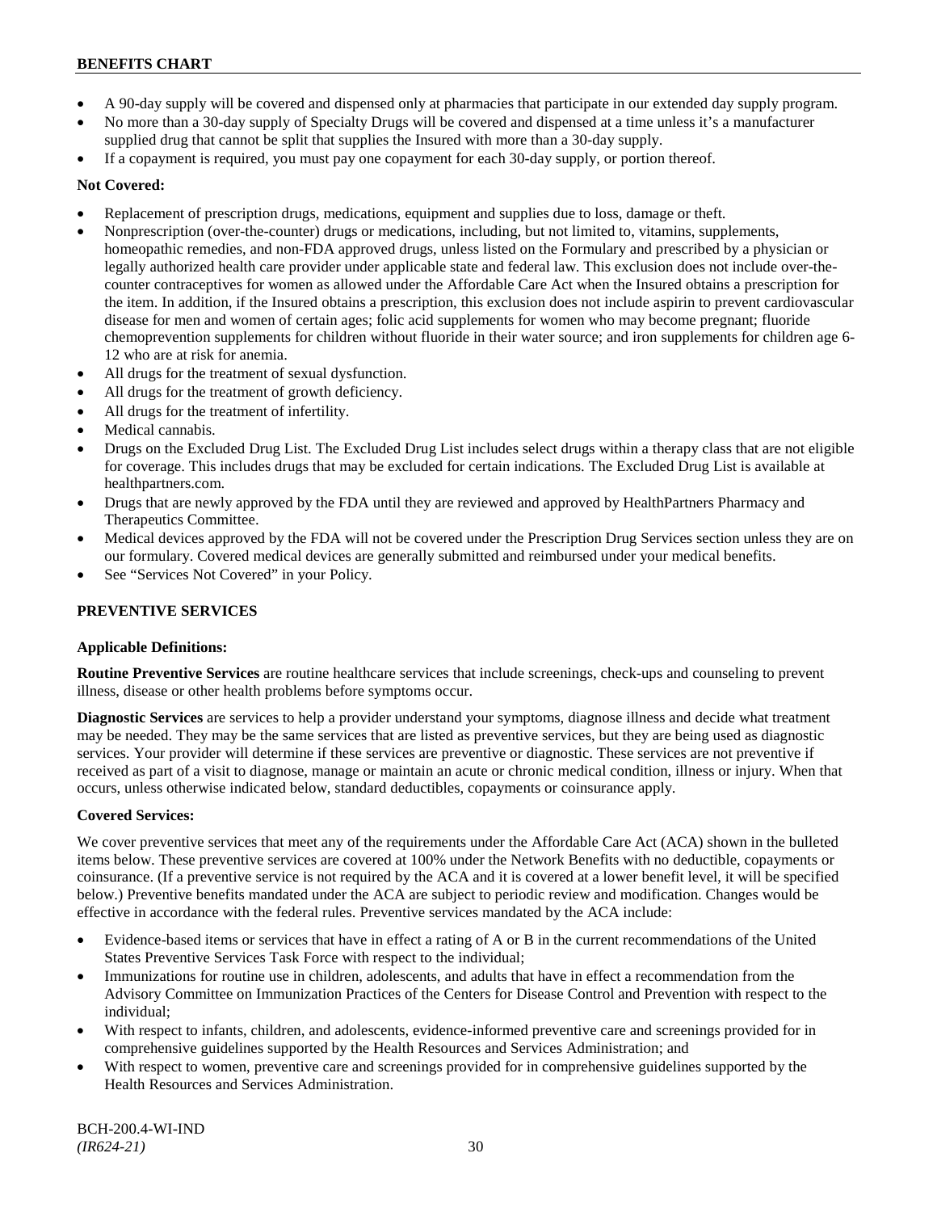- A 90-day supply will be covered and dispensed only at pharmacies that participate in our extended day supply program.
- No more than a 30-day supply of Specialty Drugs will be covered and dispensed at a time unless it's a manufacturer supplied drug that cannot be split that supplies the Insured with more than a 30-day supply.
- If a copayment is required, you must pay one copayment for each 30-day supply, or portion thereof.

**Not Covered:**

- Replacement of prescription drugs, medications, equipment and supplies due to loss, damage or theft.
- Nonprescription (over-the-counter) drugs or medications, including, but not limited to, vitamins, supplements, homeopathic remedies, and non-FDA approved drugs, unless listed on the Formulary and prescribed by a physician or legally authorized health care provider under applicable state and federal law. This exclusion does not include over-the-counter contraceptives for women as allowed under the Affordable Care Act when the Insured obtains a prescription for the item. In addition, if the Insured obtains a prescription, this exclusion does not include aspirin to prevent cardiovascular disease for men and women of certain ages; folic acid supplements for women who may become pregnant; fluoride chemoprevention supplements for children without fluoride in their water source; and iron supplements for children age 6-12 who are at risk for anemia.
- All drugs for the treatment of sexual dysfunction.
- All drugs for the treatment of growth deficiency.
- All drugs for the treatment of infertility.
- Medical cannabis.
- Drugs on the Excluded Drug List. The Excluded Drug List includes select drugs within a therapy class that are not eligible for coverage. This includes drugs that may be excluded for certain indications. The Excluded Drug List is available at healthpartners.com.
- Drugs that are newly approved by the FDA until they are reviewed and approved by HealthPartners Pharmacy and Therapeutics Committee.
- Medical devices approved by the FDA will not be covered under the Prescription Drug Services section unless they are on our formulary. Covered medical devices are generally submitted and reimbursed under your medical benefits.
- See "Services Not Covered" in your Policy.

## PREVENTIVE SERVICES

**Applicable Definitions:**

**Routine Preventive Services** are routine healthcare services that include screenings, check-ups and counseling to prevent illness, disease or other health problems before symptoms occur.

**Diagnostic Services** are services to help a provider understand your symptoms, diagnose illness and decide what treatment may be needed. They may be the same services that are listed as preventive services, but they are being used as diagnostic services. Your provider will determine if these services are preventive or diagnostic. These services are not preventive if received as part of a visit to diagnose, manage or maintain an acute or chronic medical condition, illness or injury. When that occurs, unless otherwise indicated below, standard deductibles, copayments or coinsurance apply.

**Covered Services:**

We cover preventive services that meet any of the requirements under the Affordable Care Act (ACA) shown in the bulleted items below. These preventive services are covered at 100% under the Network Benefits with no deductible, copayments or coinsurance. (If a preventive service is not required by the ACA and it is covered at a lower benefit level, it will be specified below.) Preventive benefits mandated under the ACA are subject to periodic review and modification. Changes would be effective in accordance with the federal rules. Preventive services mandated by the ACA include:

- Evidence-based items or services that have in effect a rating of A or B in the current recommendations of the United States Preventive Services Task Force with respect to the individual;
- Immunizations for routine use in children, adolescents, and adults that have in effect a recommendation from the Advisory Committee on Immunization Practices of the Centers for Disease Control and Prevention with respect to the individual;
- With respect to infants, children, and adolescents, evidence-informed preventive care and screenings provided for in comprehensive guidelines supported by the Health Resources and Services Administration; and
- With respect to women, preventive care and screenings provided for in comprehensive guidelines supported by the Health Resources and Services Administration.

BCH-200.4-WI-IND
*(IR624-21)*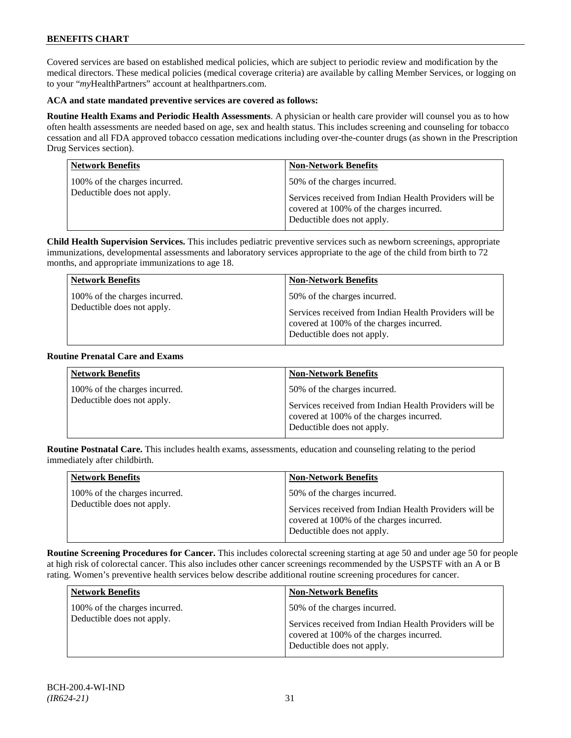## BENEFITS CHART

Covered services are based on established medical policies, which are subject to periodic review and modification by the medical directors. These medical policies (medical coverage criteria) are available by calling Member Services, or logging on to your "*my*HealthPartners" account at healthpartners.com.

**ACA and state mandated preventive services are covered as follows:**

**Routine Health Exams and Periodic Health Assessments**. A physician or health care provider will counsel you as to how often health assessments are needed based on age, sex and health status. This includes screening and counseling for tobacco cessation and all FDA approved tobacco cessation medications including over-the-counter drugs (as shown in the Prescription Drug Services section).

| Network Benefits | Non-Network Benefits |
|---|---|
| 100% of the charges incurred.<br>Deductible does not apply. | 50% of the charges incurred.<br><br>Services received from Indian Health Providers will be covered at 100% of the charges incurred.<br>Deductible does not apply. |

**Child Health Supervision Services.** This includes pediatric preventive services such as newborn screenings, appropriate immunizations, developmental assessments and laboratory services appropriate to the age of the child from birth to 72 months, and appropriate immunizations to age 18.

| Network Benefits | Non-Network Benefits |
|---|---|
| 100% of the charges incurred.<br>Deductible does not apply. | 50% of the charges incurred.<br><br>Services received from Indian Health Providers will be covered at 100% of the charges incurred.<br>Deductible does not apply. |

**Routine Prenatal Care and Exams**

| Network Benefits | Non-Network Benefits |
|---|---|
| 100% of the charges incurred.<br>Deductible does not apply. | 50% of the charges incurred.<br><br>Services received from Indian Health Providers will be covered at 100% of the charges incurred.<br>Deductible does not apply. |

**Routine Postnatal Care.** This includes health exams, assessments, education and counseling relating to the period immediately after childbirth.

| Network Benefits | Non-Network Benefits |
|---|---|
| 100% of the charges incurred.<br>Deductible does not apply. | 50% of the charges incurred.<br><br>Services received from Indian Health Providers will be covered at 100% of the charges incurred.<br>Deductible does not apply. |

**Routine Screening Procedures for Cancer.** This includes colorectal screening starting at age 50 and under age 50 for people at high risk of colorectal cancer. This also includes other cancer screenings recommended by the USPSTF with an A or B rating. Women's preventive health services below describe additional routine screening procedures for cancer.

| Network Benefits | Non-Network Benefits |
|---|---|
| 100% of the charges incurred.<br>Deductible does not apply. | 50% of the charges incurred.<br><br>Services received from Indian Health Providers will be covered at 100% of the charges incurred.<br>Deductible does not apply. |

BCH-200.4-WI-IND
*(IR624-21)*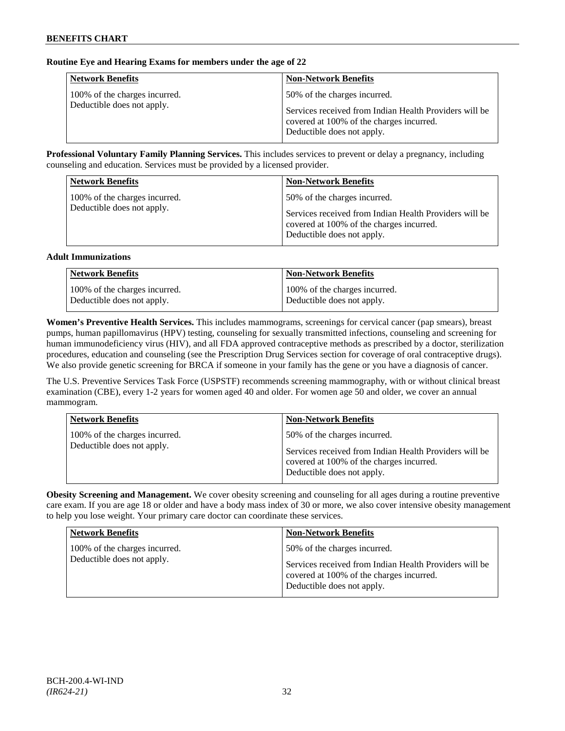**Routine Eye and Hearing Exams for members under the age of 22**

| Network Benefits | Non-Network Benefits |
|---|---|
| 100% of the charges incurred. Deductible does not apply. | 50% of the charges incurred. Services received from Indian Health Providers will be covered at 100% of the charges incurred. Deductible does not apply. |

**Professional Voluntary Family Planning Services.** This includes services to prevent or delay a pregnancy, including counseling and education. Services must be provided by a licensed provider.

| Network Benefits | Non-Network Benefits |
|---|---|
| 100% of the charges incurred. Deductible does not apply. | 50% of the charges incurred. Services received from Indian Health Providers will be covered at 100% of the charges incurred. Deductible does not apply. |

**Adult Immunizations**

| Network Benefits | Non-Network Benefits |
|---|---|
| 100% of the charges incurred. Deductible does not apply. | 100% of the charges incurred. Deductible does not apply. |

**Women's Preventive Health Services.** This includes mammograms, screenings for cervical cancer (pap smears), breast pumps, human papillomavirus (HPV) testing, counseling for sexually transmitted infections, counseling and screening for human immunodeficiency virus (HIV), and all FDA approved contraceptive methods as prescribed by a doctor, sterilization procedures, education and counseling (see the Prescription Drug Services section for coverage of oral contraceptive drugs). We also provide genetic screening for BRCA if someone in your family has the gene or you have a diagnosis of cancer.

The U.S. Preventive Services Task Force (USPSTF) recommends screening mammography, with or without clinical breast examination (CBE), every 1-2 years for women aged 40 and older. For women age 50 and older, we cover an annual mammogram.

| Network Benefits | Non-Network Benefits |
|---|---|
| 100% of the charges incurred. Deductible does not apply. | 50% of the charges incurred. Services received from Indian Health Providers will be covered at 100% of the charges incurred. Deductible does not apply. |

**Obesity Screening and Management.** We cover obesity screening and counseling for all ages during a routine preventive care exam. If you are age 18 or older and have a body mass index of 30 or more, we also cover intensive obesity management to help you lose weight. Your primary care doctor can coordinate these services.

| Network Benefits | Non-Network Benefits |
|---|---|
| 100% of the charges incurred. Deductible does not apply. | 50% of the charges incurred. Services received from Indian Health Providers will be covered at 100% of the charges incurred. Deductible does not apply. |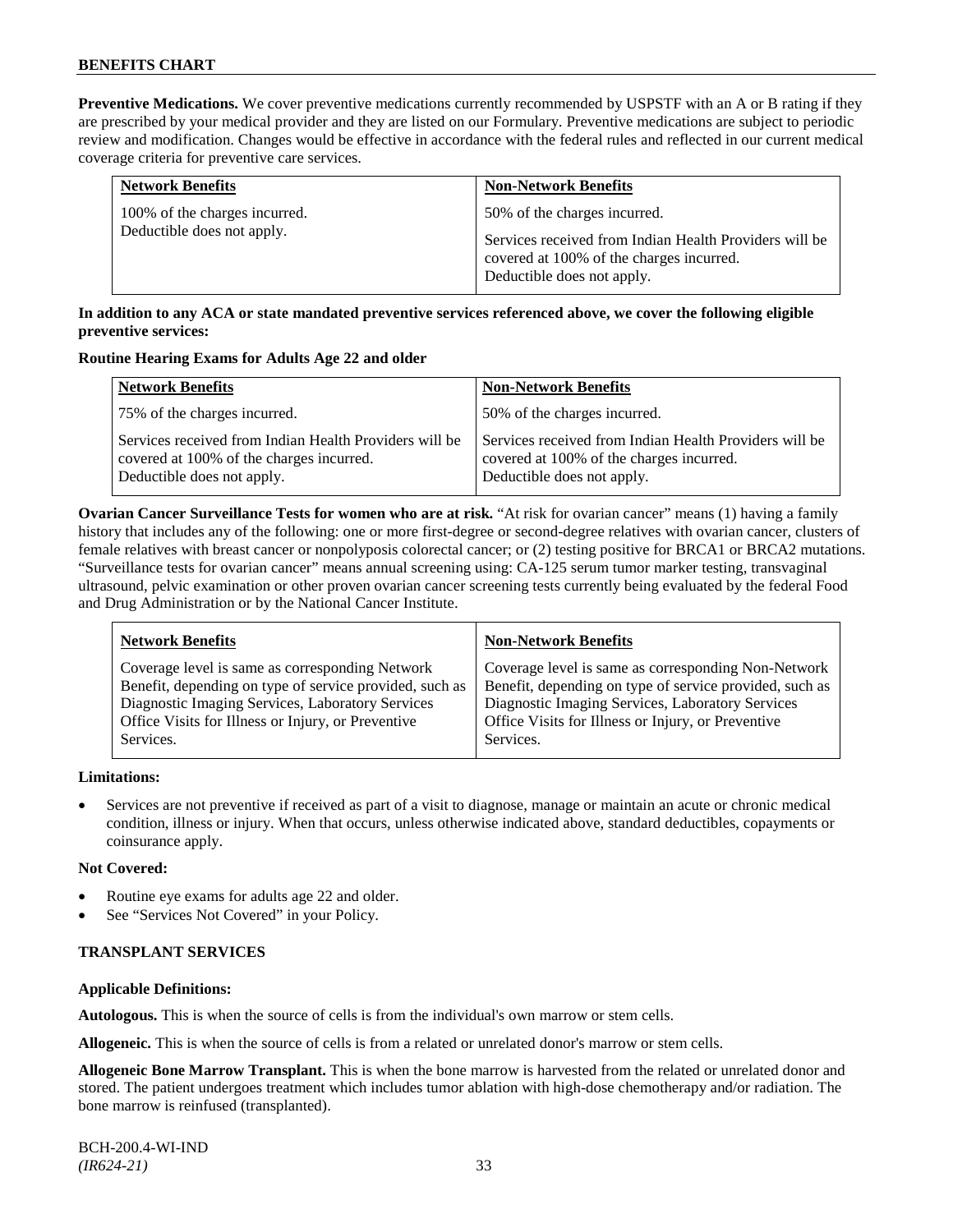**Preventive Medications.** We cover preventive medications currently recommended by USPSTF with an A or B rating if they are prescribed by your medical provider and they are listed on our Formulary. Preventive medications are subject to periodic review and modification. Changes would be effective in accordance with the federal rules and reflected in our current medical coverage criteria for preventive care services.

| Network Benefits | Non-Network Benefits |
|---|---|
| 100% of the charges incurred.<br>Deductible does not apply. | 50% of the charges incurred.<br>Services received from Indian Health Providers will be covered at 100% of the charges incurred.<br>Deductible does not apply. |

**In addition to any ACA or state mandated preventive services referenced above, we cover the following eligible preventive services:**

**Routine Hearing Exams for Adults Age 22 and older**

| Network Benefits | Non-Network Benefits |
|---|---|
| 75% of the charges incurred. | 50% of the charges incurred. |
| Services received from Indian Health Providers will be covered at 100% of the charges incurred.<br>Deductible does not apply. | Services received from Indian Health Providers will be covered at 100% of the charges incurred.<br>Deductible does not apply. |

**Ovarian Cancer Surveillance Tests for women who are at risk.** "At risk for ovarian cancer" means (1) having a family history that includes any of the following: one or more first-degree or second-degree relatives with ovarian cancer, clusters of female relatives with breast cancer or nonpolyposis colorectal cancer; or (2) testing positive for BRCA1 or BRCA2 mutations. "Surveillance tests for ovarian cancer" means annual screening using: CA-125 serum tumor marker testing, transvaginal ultrasound, pelvic examination or other proven ovarian cancer screening tests currently being evaluated by the federal Food and Drug Administration or by the National Cancer Institute.

| Network Benefits | Non-Network Benefits |
|---|---|
| Coverage level is same as corresponding Network Benefit, depending on type of service provided, such as Diagnostic Imaging Services, Laboratory Services Office Visits for Illness or Injury, or Preventive Services. | Coverage level is same as corresponding Non-Network Benefit, depending on type of service provided, such as Diagnostic Imaging Services, Laboratory Services Office Visits for Illness or Injury, or Preventive Services. |

**Limitations:**

- Services are not preventive if received as part of a visit to diagnose, manage or maintain an acute or chronic medical condition, illness or injury. When that occurs, unless otherwise indicated above, standard deductibles, copayments or coinsurance apply.

**Not Covered:**

- Routine eye exams for adults age 22 and older.
- See "Services Not Covered" in your Policy.

## TRANSPLANT SERVICES

**Applicable Definitions:**

**Autologous.** This is when the source of cells is from the individual's own marrow or stem cells.

**Allogeneic.** This is when the source of cells is from a related or unrelated donor's marrow or stem cells.

**Allogeneic Bone Marrow Transplant.** This is when the bone marrow is harvested from the related or unrelated donor and stored. The patient undergoes treatment which includes tumor ablation with high-dose chemotherapy and/or radiation. The bone marrow is reinfused (transplanted).

BCH-200.4-WI-IND
*(IR624-21)*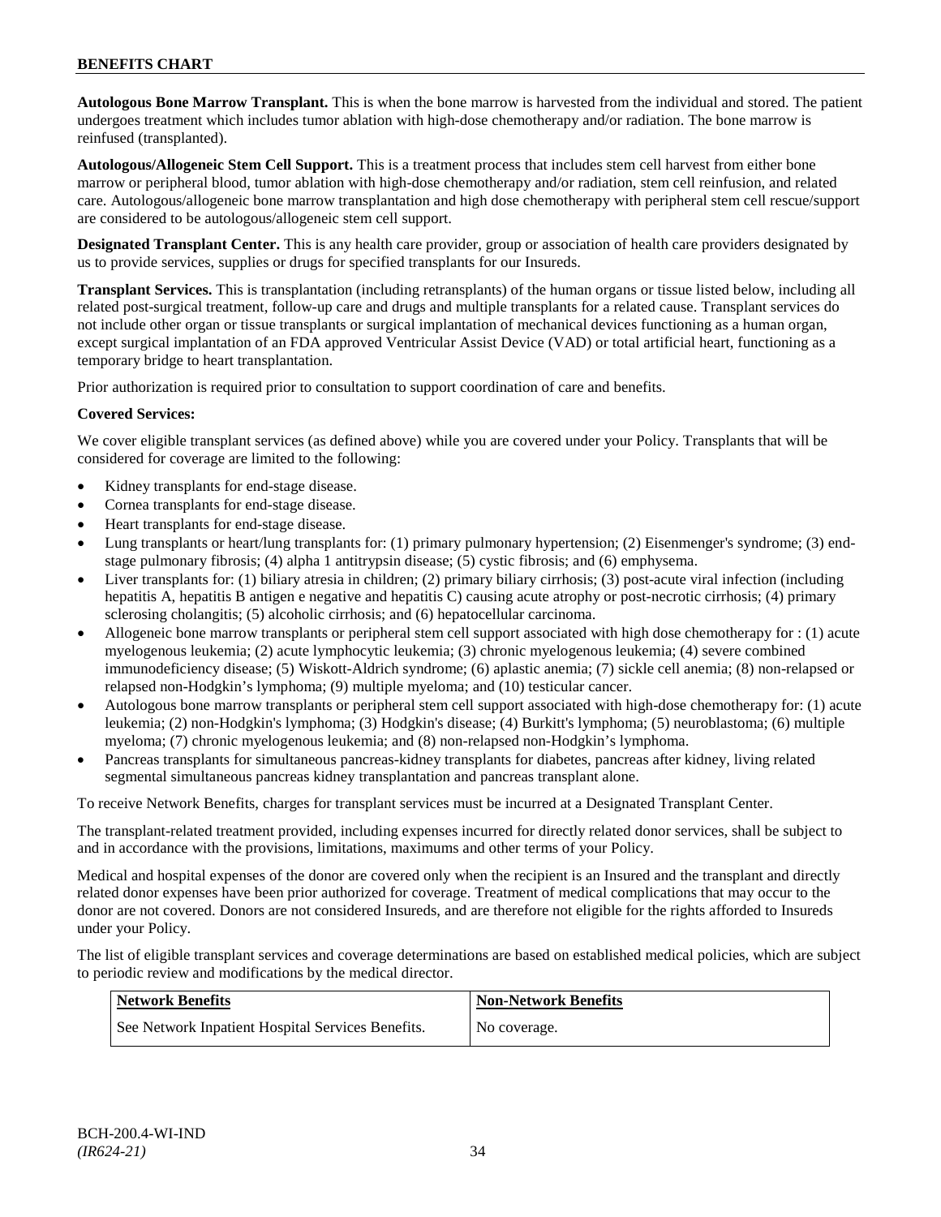**Autologous Bone Marrow Transplant.** This is when the bone marrow is harvested from the individual and stored. The patient undergoes treatment which includes tumor ablation with high-dose chemotherapy and/or radiation. The bone marrow is reinfused (transplanted).

**Autologous/Allogeneic Stem Cell Support.** This is a treatment process that includes stem cell harvest from either bone marrow or peripheral blood, tumor ablation with high-dose chemotherapy and/or radiation, stem cell reinfusion, and related care. Autologous/allogeneic bone marrow transplantation and high dose chemotherapy with peripheral stem cell rescue/support are considered to be autologous/allogeneic stem cell support.

**Designated Transplant Center.** This is any health care provider, group or association of health care providers designated by us to provide services, supplies or drugs for specified transplants for our Insureds.

**Transplant Services.** This is transplantation (including retransplants) of the human organs or tissue listed below, including all related post-surgical treatment, follow-up care and drugs and multiple transplants for a related cause. Transplant services do not include other organ or tissue transplants or surgical implantation of mechanical devices functioning as a human organ, except surgical implantation of an FDA approved Ventricular Assist Device (VAD) or total artificial heart, functioning as a temporary bridge to heart transplantation.

Prior authorization is required prior to consultation to support coordination of care and benefits.

**Covered Services:**

We cover eligible transplant services (as defined above) while you are covered under your Policy. Transplants that will be considered for coverage are limited to the following:

- Kidney transplants for end-stage disease.
- Cornea transplants for end-stage disease.
- Heart transplants for end-stage disease.
- Lung transplants or heart/lung transplants for: (1) primary pulmonary hypertension; (2) Eisenmenger's syndrome; (3) end-stage pulmonary fibrosis; (4) alpha 1 antitrypsin disease; (5) cystic fibrosis; and (6) emphysema.
- Liver transplants for: (1) biliary atresia in children; (2) primary biliary cirrhosis; (3) post-acute viral infection (including hepatitis A, hepatitis B antigen e negative and hepatitis C) causing acute atrophy or post-necrotic cirrhosis; (4) primary sclerosing cholangitis; (5) alcoholic cirrhosis; and (6) hepatocellular carcinoma.
- Allogeneic bone marrow transplants or peripheral stem cell support associated with high dose chemotherapy for : (1) acute myelogenous leukemia; (2) acute lymphocytic leukemia; (3) chronic myelogenous leukemia; (4) severe combined immunodeficiency disease; (5) Wiskott-Aldrich syndrome; (6) aplastic anemia; (7) sickle cell anemia; (8) non-relapsed or relapsed non-Hodgkin's lymphoma; (9) multiple myeloma; and (10) testicular cancer.
- Autologous bone marrow transplants or peripheral stem cell support associated with high-dose chemotherapy for: (1) acute leukemia; (2) non-Hodgkin's lymphoma; (3) Hodgkin's disease; (4) Burkitt's lymphoma; (5) neuroblastoma; (6) multiple myeloma; (7) chronic myelogenous leukemia; and (8) non-relapsed non-Hodgkin's lymphoma.
- Pancreas transplants for simultaneous pancreas-kidney transplants for diabetes, pancreas after kidney, living related segmental simultaneous pancreas kidney transplantation and pancreas transplant alone.

To receive Network Benefits, charges for transplant services must be incurred at a Designated Transplant Center.

The transplant-related treatment provided, including expenses incurred for directly related donor services, shall be subject to and in accordance with the provisions, limitations, maximums and other terms of your Policy.

Medical and hospital expenses of the donor are covered only when the recipient is an Insured and the transplant and directly related donor expenses have been prior authorized for coverage. Treatment of medical complications that may occur to the donor are not covered. Donors are not considered Insureds, and are therefore not eligible for the rights afforded to Insureds under your Policy.

The list of eligible transplant services and coverage determinations are based on established medical policies, which are subject to periodic review and modifications by the medical director.

| Network Benefits | Non-Network Benefits |
|---|---|
| See Network Inpatient Hospital Services Benefits. | No coverage. |

BCH-200.4-WI-IND
*(IR624-21)*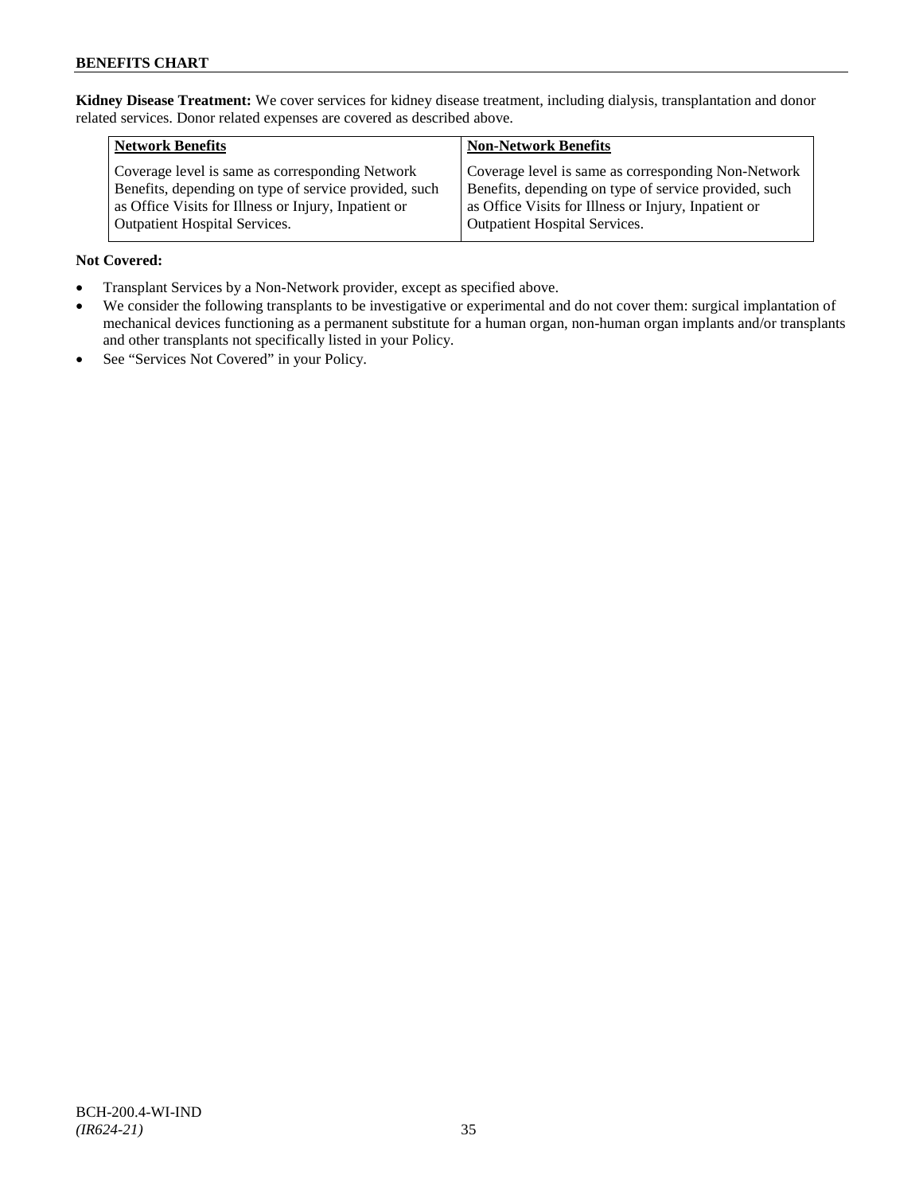**Kidney Disease Treatment:** We cover services for kidney disease treatment, including dialysis, transplantation and donor related services. Donor related expenses are covered as described above.

| Network Benefits | Non-Network Benefits |
|---|---|
| Coverage level is same as corresponding Network Benefits, depending on type of service provided, such as Office Visits for Illness or Injury, Inpatient or Outpatient Hospital Services. | Coverage level is same as corresponding Non-Network Benefits, depending on type of service provided, such as Office Visits for Illness or Injury, Inpatient or Outpatient Hospital Services. |

**Not Covered:**

- Transplant Services by a Non-Network provider, except as specified above.
- We consider the following transplants to be investigative or experimental and do not cover them: surgical implantation of mechanical devices functioning as a permanent substitute for a human organ, non-human organ implants and/or transplants and other transplants not specifically listed in your Policy.
- See "Services Not Covered" in your Policy.

BCH-200.4-WI-IND
*(IR624-21)*